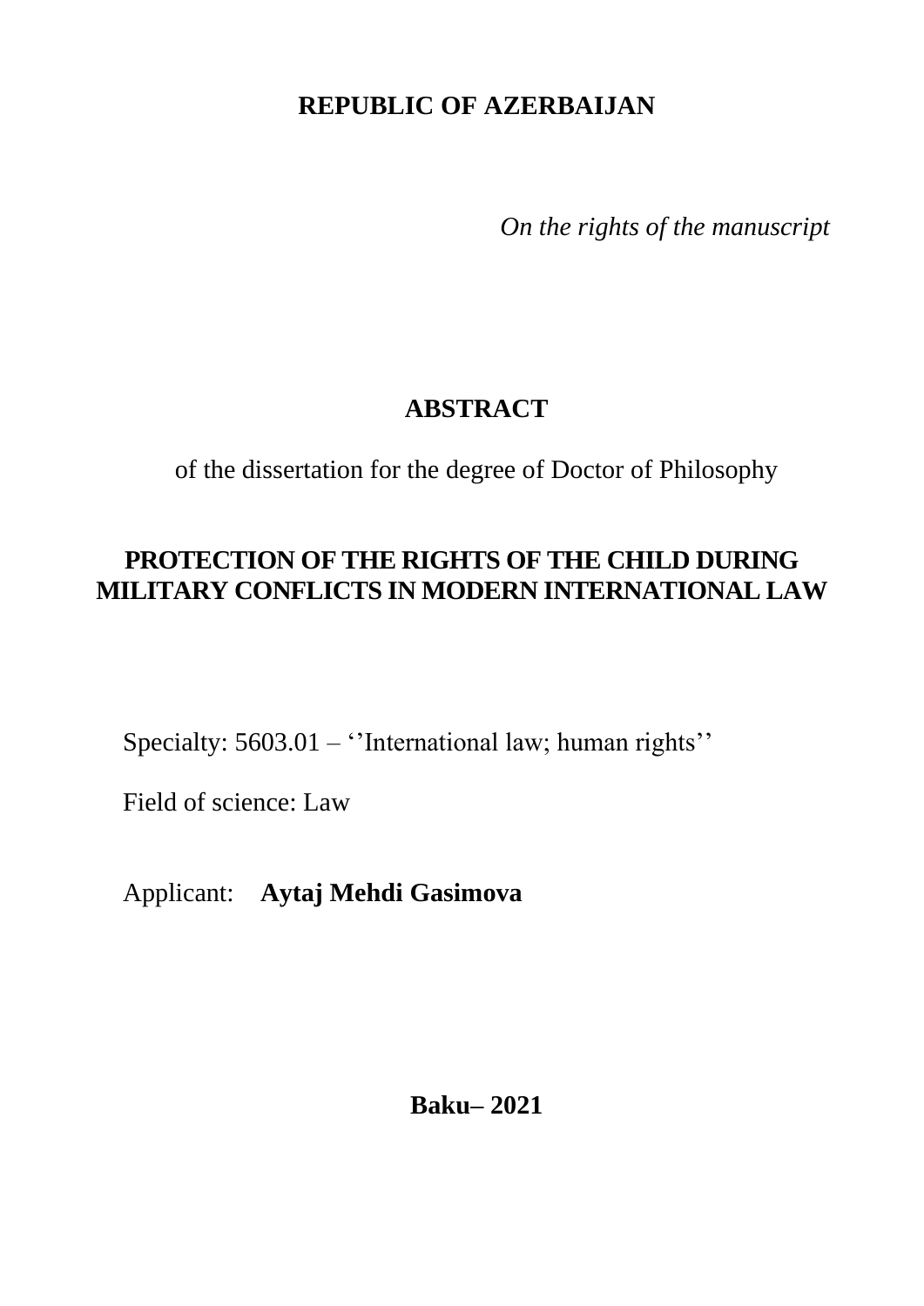**REPUBLIC OF AZERBAIJAN**

*On the rights of the manuscript*

# ABSTRACT

of the dissertation for the degree of Doctor of Philosophy

## PROTECTION OF THE RIGHTS OF THE CHILD DURING MILITARY CONFLICTS IN MODERN INTERNATIONAL LAW

Specialty: 5603.01 – ''International law; human rights''

Field of science: Law

Applicant: **Aytaj Mehdi Gasimova**

**Baku– 2021**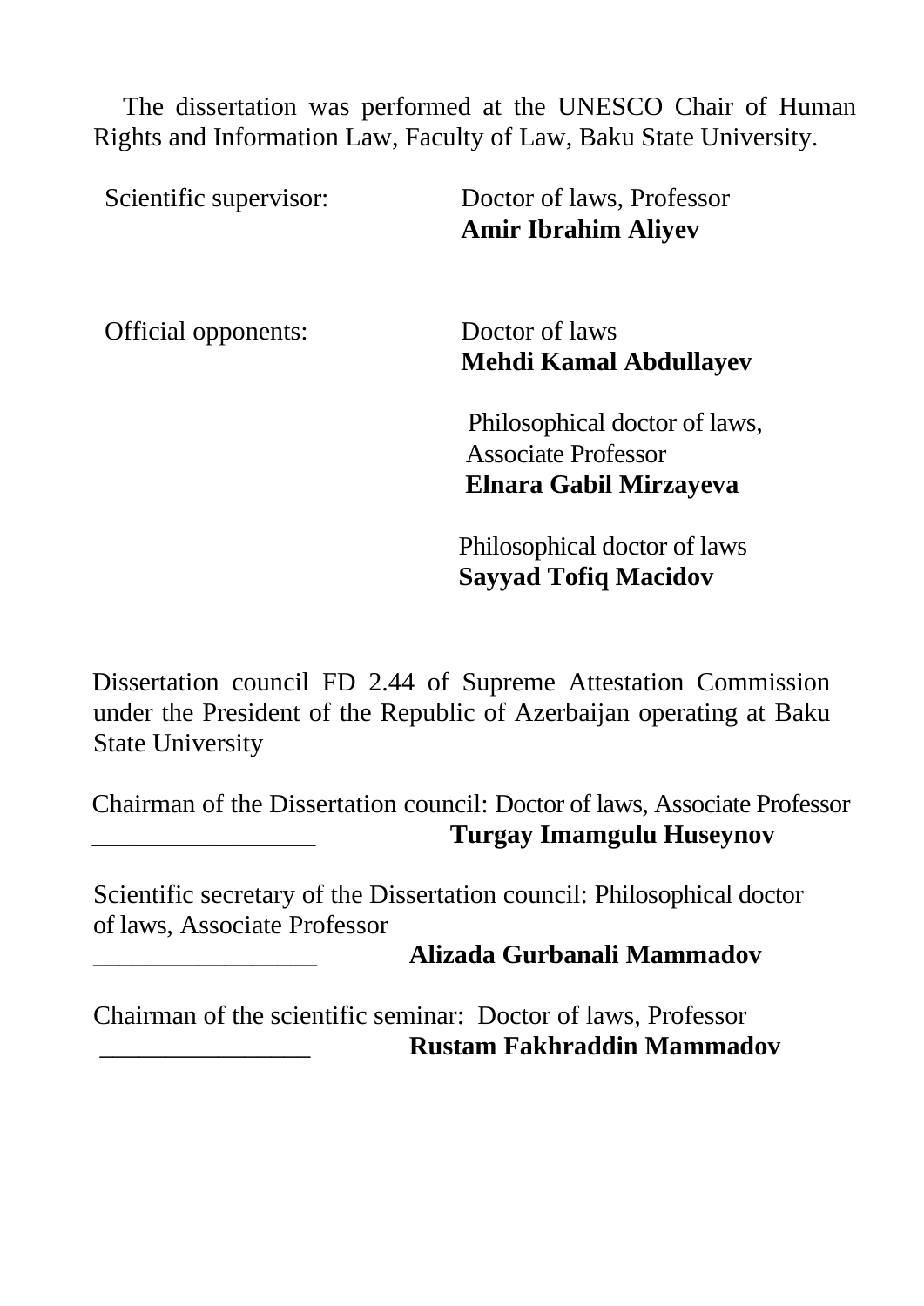The dissertation was performed at the UNESCO Chair of Human Rights and Information Law, Faculty of Law, Baku State University.

Scientific supervisor: Doctor of laws, Professor
**Amir Ibrahim Aliyev**

Official opponents: Doctor of laws
**Mehdi Kamal Abdullayev**

Philosophical doctor of laws, Associate Professor
**Elnara Gabil Mirzayeva**

Philosophical doctor of laws
**Sayyad Tofiq Macidov**

Dissertation council FD 2.44 of Supreme Attestation Commission under the President of the Republic of Azerbaijan operating at Baku State University

Chairman of the Dissertation council: Doctor of laws, Associate Professor
_________________ **Turgay Imamgulu Huseynov**

Scientific secretary of the Dissertation council: Philosophical doctor of laws, Associate Professor
_________________ **Alizada Gurbanali Mammadov**

Chairman of the scientific seminar: Doctor of laws, Professor
________________ **Rustam Fakhraddin Mammadov**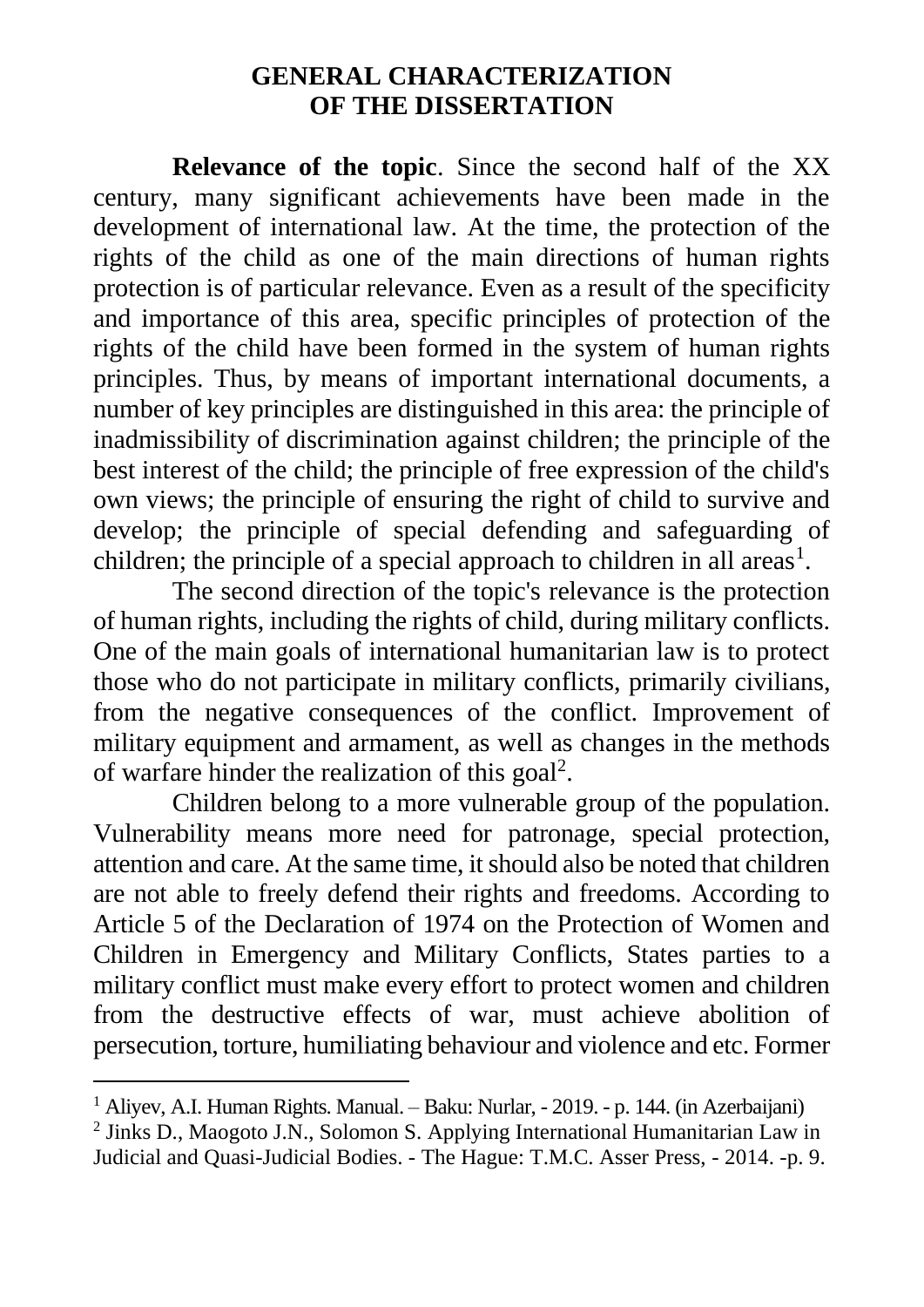## GENERAL CHARACTERIZATION OF THE DISSERTATION

**Relevance of the topic**. Since the second half of the XX century, many significant achievements have been made in the development of international law. At the time, the protection of the rights of the child as one of the main directions of human rights protection is of particular relevance. Even as a result of the specificity and importance of this area, specific principles of protection of the rights of the child have been formed in the system of human rights principles. Thus, by means of important international documents, a number of key principles are distinguished in this area: the principle of inadmissibility of discrimination against children; the principle of the best interest of the child; the principle of free expression of the child's own views; the principle of ensuring the right of child to survive and develop; the principle of special defending and safeguarding of children; the principle of a special approach to children in all areas[1].

The second direction of the topic's relevance is the protection of human rights, including the rights of child, during military conflicts. One of the main goals of international humanitarian law is to protect those who do not participate in military conflicts, primarily civilians, from the negative consequences of the conflict. Improvement of military equipment and armament, as well as changes in the methods of warfare hinder the realization of this goal[2].

Children belong to a more vulnerable group of the population. Vulnerability means more need for patronage, special protection, attention and care. At the same time, it should also be noted that children are not able to freely defend their rights and freedoms. According to Article 5 of the Declaration of 1974 on the Protection of Women and Children in Emergency and Military Conflicts, States parties to a military conflict must make every effort to protect women and children from the destructive effects of war, must achieve abolition of persecution, torture, humiliating behaviour and violence and etc. Former

---

[1] Aliyev, A.I. Human Rights. Manual. – Baku: Nurlar, - 2019. - p. 144. (in Azerbaijani)

[2] Jinks D., Maogoto J.N., Solomon S. Applying International Humanitarian Law in Judicial and Quasi-Judicial Bodies. - The Hague: T.M.C. Asser Press, - 2014. -p. 9.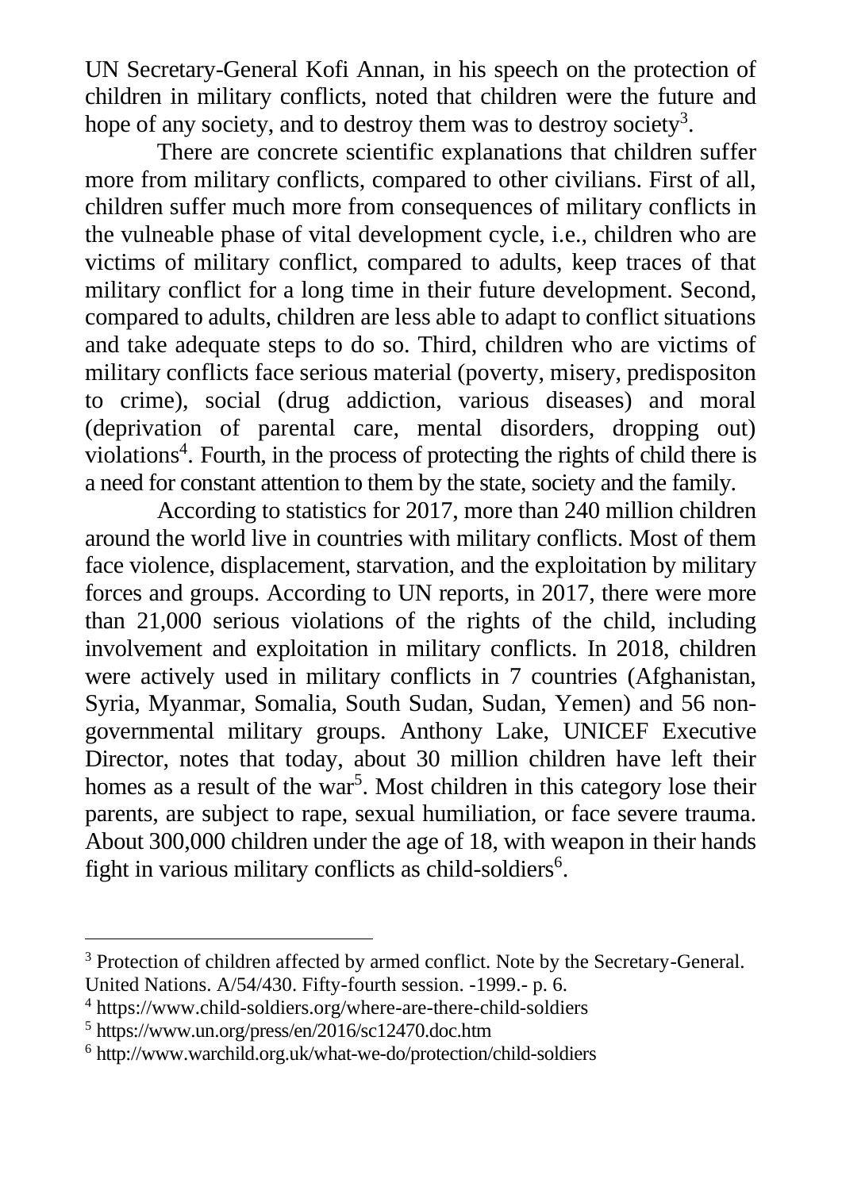UN Secretary-General Kofi Annan, in his speech on the protection of children in military conflicts, noted that children were the future and hope of any society, and to destroy them was to destroy society[3].

There are concrete scientific explanations that children suffer more from military conflicts, compared to other civilians. First of all, children suffer much more from consequences of military conflicts in the vulneable phase of vital development cycle, i.e., children who are victims of military conflict, compared to adults, keep traces of that military conflict for a long time in their future development. Second, compared to adults, children are less able to adapt to conflict situations and take adequate steps to do so. Third, children who are victims of military conflicts face serious material (poverty, misery, predispositon to crime), social (drug addiction, various diseases) and moral (deprivation of parental care, mental disorders, dropping out) violations[4]. Fourth, in the process of protecting the rights of child there is a need for constant attention to them by the state, society and the family.

According to statistics for 2017, more than 240 million children around the world live in countries with military conflicts. Most of them face violence, displacement, starvation, and the exploitation by military forces and groups. According to UN reports, in 2017, there were more than 21,000 serious violations of the rights of the child, including involvement and exploitation in military conflicts. In 2018, children were actively used in military conflicts in 7 countries (Afghanistan, Syria, Myanmar, Somalia, South Sudan, Sudan, Yemen) and 56 non-governmental military groups. Anthony Lake, UNICEF Executive Director, notes that today, about 30 million children have left their homes as a result of the war[5]. Most children in this category lose their parents, are subject to rape, sexual humiliation, or face severe trauma. About 300,000 children under the age of 18, with weapon in their hands fight in various military conflicts as child-soldiers[6].

---

[3] Protection of children affected by armed conflict. Note by the Secretary-General. United Nations. A/54/430. Fifty-fourth session. -1999.- p. 6.

[4] https://www.child-soldiers.org/where-are-there-child-soldiers

[5] https://www.un.org/press/en/2016/sc12470.doc.htm

[6] http://www.warchild.org.uk/what-we-do/protection/child-soldiers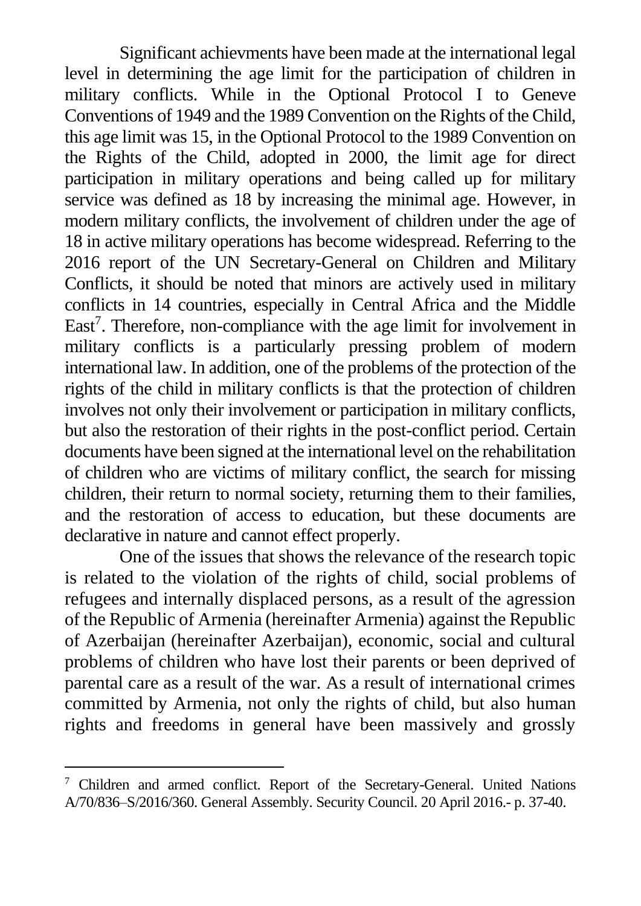Significant achievments have been made at the international legal level in determining the age limit for the participation of children in military conflicts. While in the Optional Protocol I to Geneve Conventions of 1949 and the 1989 Convention on the Rights of the Child, this age limit was 15, in the Optional Protocol to the 1989 Convention on the Rights of the Child, adopted in 2000, the limit age for direct participation in military operations and being called up for military service was defined as 18 by increasing the minimal age. However, in modern military conflicts, the involvement of children under the age of 18 in active military operations has become widespread. Referring to the 2016 report of the UN Secretary-General on Children and Military Conflicts, it should be noted that minors are actively used in military conflicts in 14 countries, especially in Central Africa and the Middle East[7]. Therefore, non-compliance with the age limit for involvement in military conflicts is a particularly pressing problem of modern international law. In addition, one of the problems of the protection of the rights of the child in military conflicts is that the protection of children involves not only their involvement or participation in military conflicts, but also the restoration of their rights in the post-conflict period. Certain documents have been signed at the international level on the rehabilitation of children who are victims of military conflict, the search for missing children, their return to normal society, returning them to their families, and the restoration of access to education, but these documents are declarative in nature and cannot effect properly.

One of the issues that shows the relevance of the research topic is related to the violation of the rights of child, social problems of refugees and internally displaced persons, as a result of the agression of the Republic of Armenia (hereinafter Armenia) against the Republic of Azerbaijan (hereinafter Azerbaijan), economic, social and cultural problems of children who have lost their parents or been deprived of parental care as a result of the war. As a result of international crimes committed by Armenia, not only the rights of child, but also human rights and freedoms in general have been massively and grossly

---

[7] Children and armed conflict. Report of the Secretary-General. United Nations A/70/836–S/2016/360. General Assembly. Security Council. 20 April 2016.- p. 37-40.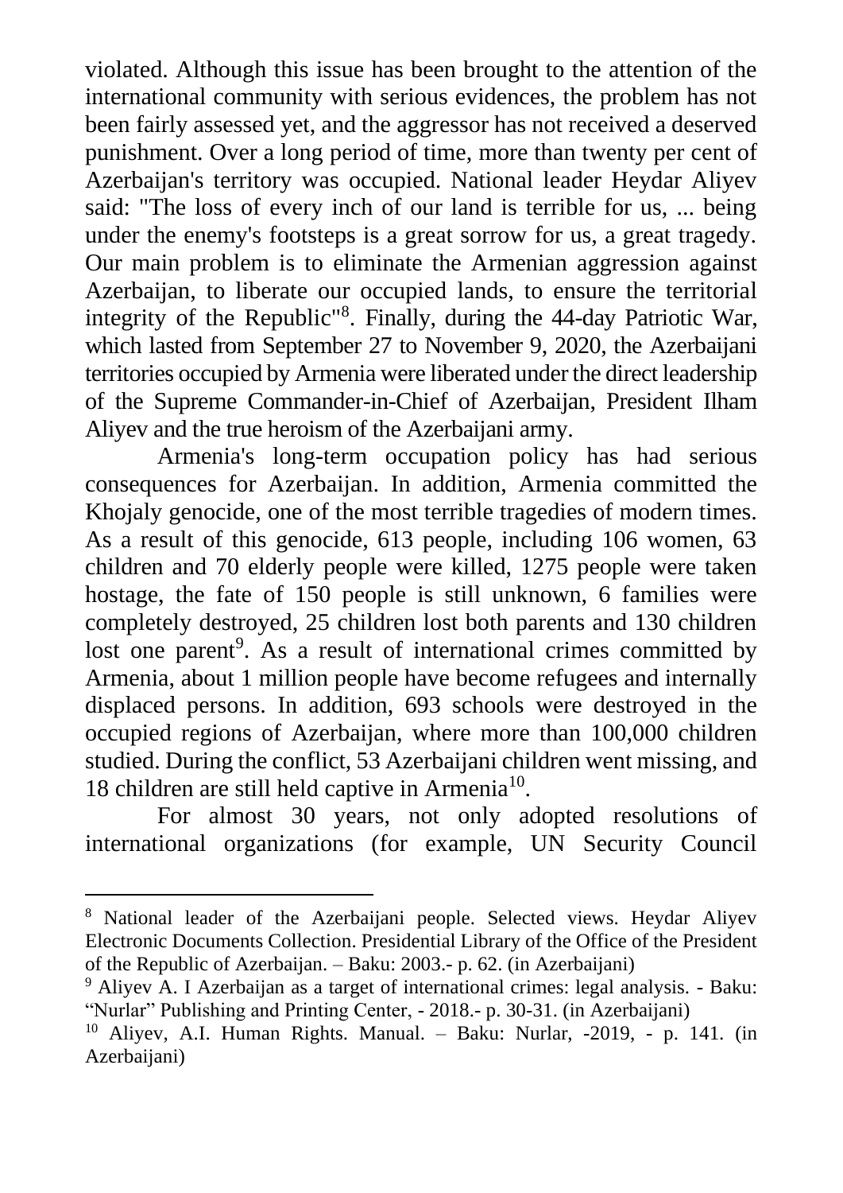violated. Although this issue has been brought to the attention of the international community with serious evidences, the problem has not been fairly assessed yet, and the aggressor has not received a deserved punishment. Over a long period of time, more than twenty per cent of Azerbaijan's territory was occupied. National leader Heydar Aliyev said: "The loss of every inch of our land is terrible for us, ... being under the enemy's footsteps is a great sorrow for us, a great tragedy. Our main problem is to eliminate the Armenian aggression against Azerbaijan, to liberate our occupied lands, to ensure the territorial integrity of the Republic"[8]. Finally, during the 44-day Patriotic War, which lasted from September 27 to November 9, 2020, the Azerbaijani territories occupied by Armenia were liberated under the direct leadership of the Supreme Commander-in-Chief of Azerbaijan, President Ilham Aliyev and the true heroism of the Azerbaijani army.

Armenia's long-term occupation policy has had serious consequences for Azerbaijan. In addition, Armenia committed the Khojaly genocide, one of the most terrible tragedies of modern times. As a result of this genocide, 613 people, including 106 women, 63 children and 70 elderly people were killed, 1275 people were taken hostage, the fate of 150 people is still unknown, 6 families were completely destroyed, 25 children lost both parents and 130 children lost one parent[9]. As a result of international crimes committed by Armenia, about 1 million people have become refugees and internally displaced persons. In addition, 693 schools were destroyed in the occupied regions of Azerbaijan, where more than 100,000 children studied. During the conflict, 53 Azerbaijani children went missing, and 18 children are still held captive in Armenia[10].

For almost 30 years, not only adopted resolutions of international organizations (for example, UN Security Council

---

[8] National leader of the Azerbaijani people. Selected views. Heydar Aliyev Electronic Documents Collection. Presidential Library of the Office of the President of the Republic of Azerbaijan. – Baku: 2003.- p. 62. (in Azerbaijani)

[9] Aliyev A. I Azerbaijan as a target of international crimes: legal analysis. - Baku: "Nurlar" Publishing and Printing Center, - 2018.- p. 30-31. (in Azerbaijani)

[10] Aliyev, A.I. Human Rights. Manual. – Baku: Nurlar, -2019, - p. 141. (in Azerbaijani)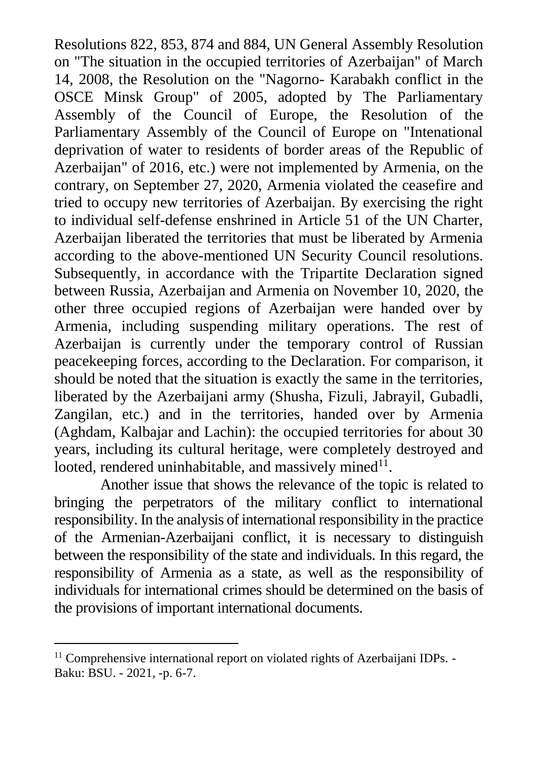Resolutions 822, 853, 874 and 884, UN General Assembly Resolution on "The situation in the occupied territories of Azerbaijan" of March 14, 2008, the Resolution on the "Nagorno- Karabakh conflict in the OSCE Minsk Group" of 2005, adopted by The Parliamentary Assembly of the Council of Europe, the Resolution of the Parliamentary Assembly of the Council of Europe on "Intenational deprivation of water to residents of border areas of the Republic of Azerbaijan" of 2016, etc.) were not implemented by Armenia, on the contrary, on September 27, 2020, Armenia violated the ceasefire and tried to occupy new territories of Azerbaijan. By exercising the right to individual self-defense enshrined in Article 51 of the UN Charter, Azerbaijan liberated the territories that must be liberated by Armenia according to the above-mentioned UN Security Council resolutions. Subsequently, in accordance with the Tripartite Declaration signed between Russia, Azerbaijan and Armenia on November 10, 2020, the other three occupied regions of Azerbaijan were handed over by Armenia, including suspending military operations. The rest of Azerbaijan is currently under the temporary control of Russian peacekeeping forces, according to the Declaration. For comparison, it should be noted that the situation is exactly the same in the territories, liberated by the Azerbaijani army (Shusha, Fizuli, Jabrayil, Gubadli, Zangilan, etc.) and in the territories, handed over by Armenia (Aghdam, Kalbajar and Lachin): the occupied territories for about 30 years, including its cultural heritage, were completely destroyed and looted, rendered uninhabitable, and massively mined[11].

Another issue that shows the relevance of the topic is related to bringing the perpetrators of the military conflict to international responsibility. In the analysis of international responsibility in the practice of the Armenian-Azerbaijani conflict, it is necessary to distinguish between the responsibility of the state and individuals. In this regard, the responsibility of Armenia as a state, as well as the responsibility of individuals for international crimes should be determined on the basis of the provisions of important international documents.

---

[11] Comprehensive international report on violated rights of Azerbaijani IDPs. - Baku: BSU. - 2021, -p. 6-7.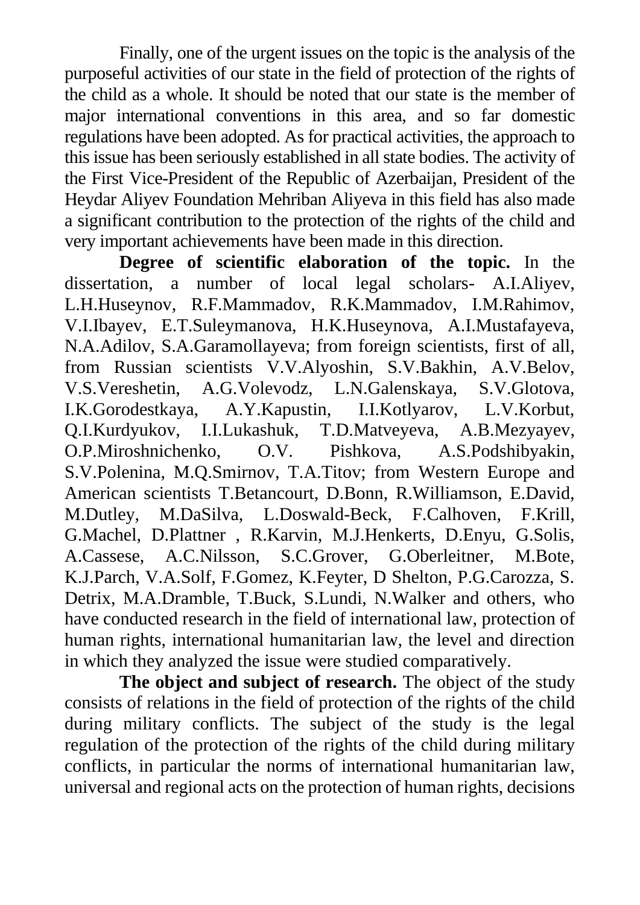Finally, one of the urgent issues on the topic is the analysis of the purposeful activities of our state in the field of protection of the rights of the child as a whole. It should be noted that our state is the member of major international conventions in this area, and so far domestic regulations have been adopted. As for practical activities, the approach to this issue has been seriously established in all state bodies. The activity of the First Vice-President of the Republic of Azerbaijan, President of the Heydar Aliyev Foundation Mehriban Aliyeva in this field has also made a significant contribution to the protection of the rights of the child and very important achievements have been made in this direction.

**Degree of scientific elaboration of the topic.** In the dissertation, a number of local legal scholars- A.I.Aliyev, L.H.Huseynov, R.F.Mammadov, R.K.Mammadov, I.M.Rahimov, V.I.Ibayev, E.T.Suleymanova, H.K.Huseynova, A.I.Mustafayeva, N.A.Adilov, S.A.Garamollayeva; from foreign scientists, first of all, from Russian scientists V.V.Alyoshin, S.V.Bakhin, A.V.Belov, V.S.Vereshetin, A.G.Volevodz, L.N.Galenskaya, S.V.Glotova, I.K.Gorodestkaya, A.Y.Kapustin, I.I.Kotlyarov, L.V.Korbut, Q.I.Kurdyukov, I.I.Lukashuk, T.D.Matveyeva, A.B.Mezyayev, O.P.Miroshnichenko, O.V. Pishkova, A.S.Podshibyakin, S.V.Polenina, M.Q.Smirnov, T.A.Titov; from Western Europe and American scientists T.Betancourt, D.Bonn, R.Williamson, E.David, M.Dutley, M.DaSilva, L.Doswald-Beck, F.Calhoven, F.Krill, G.Machel, D.Plattner , R.Karvin, M.J.Henkerts, D.Enyu, G.Solis, A.Cassese, A.C.Nilsson, S.C.Grover, G.Oberleitner, M.Bote, K.J.Parch, V.A.Solf, F.Gomez, K.Feyter, D Shelton, P.G.Carozza, S. Detrix, M.A.Dramble, T.Buck, S.Lundi, N.Walker and others, who have conducted research in the field of international law, protection of human rights, international humanitarian law, the level and direction in which they analyzed the issue were studied comparatively.

**The object and subject of research.** The object of the study consists of relations in the field of protection of the rights of the child during military conflicts. The subject of the study is the legal regulation of the protection of the rights of the child during military conflicts, in particular the norms of international humanitarian law, universal and regional acts on the protection of human rights, decisions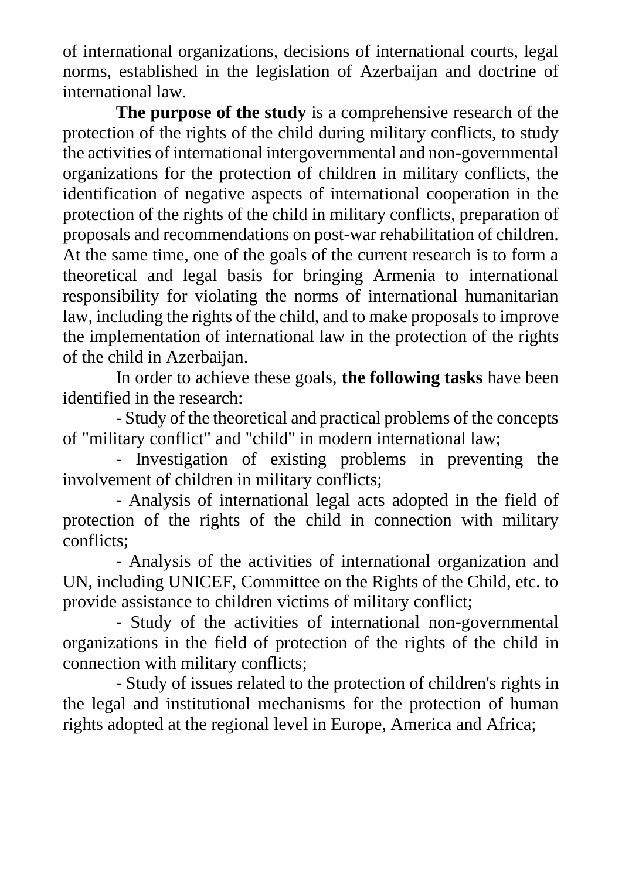of international organizations, decisions of international courts, legal norms, established in the legislation of Azerbaijan and doctrine of international law.

**The purpose of the study** is a comprehensive research of the protection of the rights of the child during military conflicts, to study the activities of international intergovernmental and non-governmental organizations for the protection of children in military conflicts, the identification of negative aspects of international cooperation in the protection of the rights of the child in military conflicts, preparation of proposals and recommendations on post-war rehabilitation of children. At the same time, one of the goals of the current research is to form a theoretical and legal basis for bringing Armenia to international responsibility for violating the norms of international humanitarian law, including the rights of the child, and to make proposals to improve the implementation of international law in the protection of the rights of the child in Azerbaijan.

In order to achieve these goals, **the following tasks** have been identified in the research:

- Study of the theoretical and practical problems of the concepts of "military conflict" and "child" in modern international law;
- Investigation of existing problems in preventing the involvement of children in military conflicts;
- Analysis of international legal acts adopted in the field of protection of the rights of the child in connection with military conflicts;
- Analysis of the activities of international organization and UN, including UNICEF, Committee on the Rights of the Child, etc. to provide assistance to children victims of military conflict;
- Study of the activities of international non-governmental organizations in the field of protection of the rights of the child in connection with military conflicts;
- Study of issues related to the protection of children's rights in the legal and institutional mechanisms for the protection of human rights adopted at the regional level in Europe, America and Africa;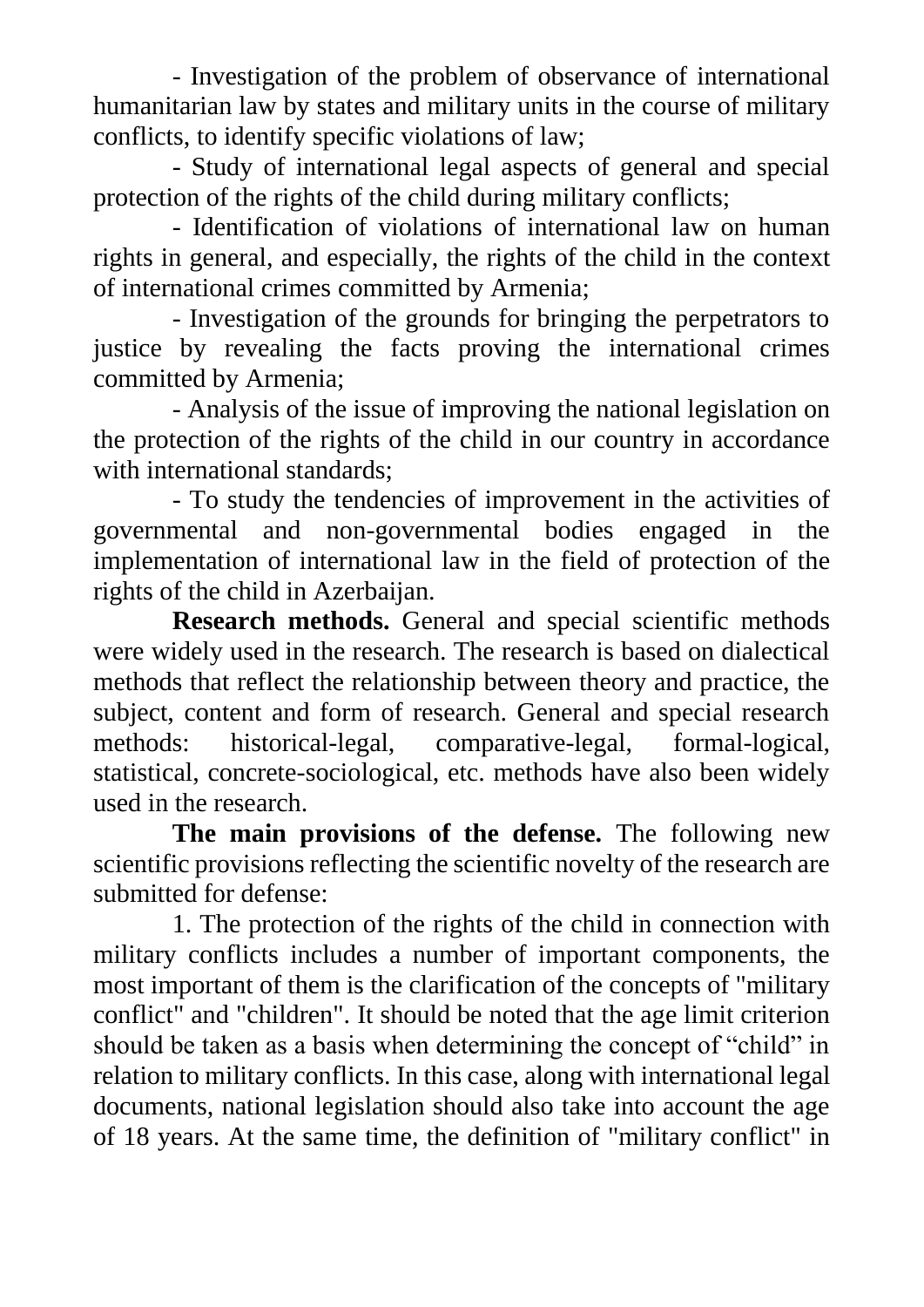- Investigation of the problem of observance of international humanitarian law by states and military units in the course of military conflicts, to identify specific violations of law;

- Study of international legal aspects of general and special protection of the rights of the child during military conflicts;

- Identification of violations of international law on human rights in general, and especially, the rights of the child in the context of international crimes committed by Armenia;

- Investigation of the grounds for bringing the perpetrators to justice by revealing the facts proving the international crimes committed by Armenia;

- Analysis of the issue of improving the national legislation on the protection of the rights of the child in our country in accordance with international standards;

- To study the tendencies of improvement in the activities of governmental and non-governmental bodies engaged in the implementation of international law in the field of protection of the rights of the child in Azerbaijan.

**Research methods.** General and special scientific methods were widely used in the research. The research is based on dialectical methods that reflect the relationship between theory and practice, the subject, content and form of research. General and special research methods: historical-legal, comparative-legal, formal-logical, statistical, concrete-sociological, etc. methods have also been widely used in the research.

**The main provisions of the defense.** The following new scientific provisions reflecting the scientific novelty of the research are submitted for defense:

1. The protection of the rights of the child in connection with military conflicts includes a number of important components, the most important of them is the clarification of the concepts of "military conflict" and "children". It should be noted that the age limit criterion should be taken as a basis when determining the concept of "child" in relation to military conflicts. In this case, along with international legal documents, national legislation should also take into account the age of 18 years. At the same time, the definition of "military conflict" in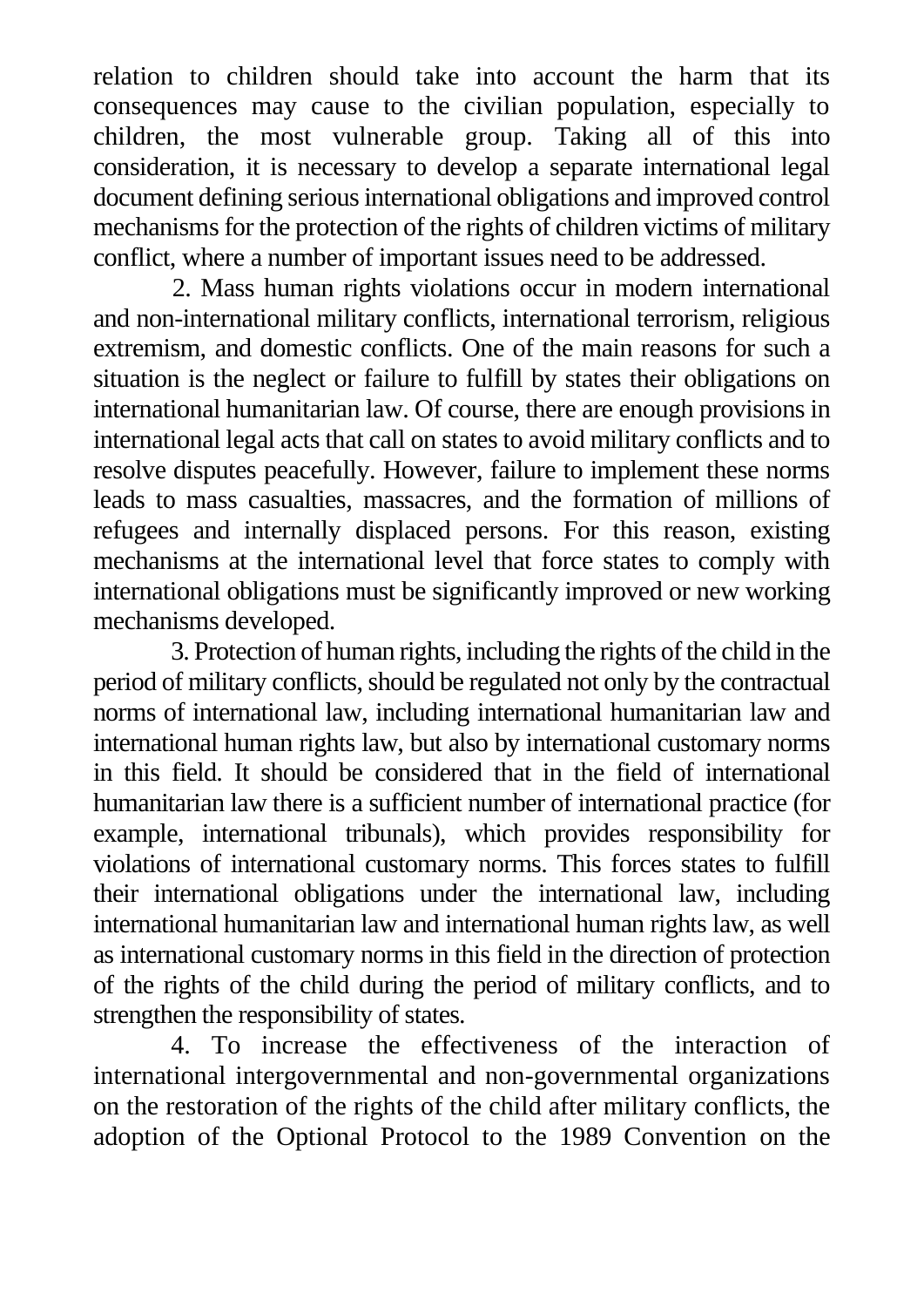relation to children should take into account the harm that its consequences may cause to the civilian population, especially to children, the most vulnerable group. Taking all of this into consideration, it is necessary to develop a separate international legal document defining serious international obligations and improved control mechanisms for the protection of the rights of children victims of military conflict, where a number of important issues need to be addressed.

2. Mass human rights violations occur in modern international and non-international military conflicts, international terrorism, religious extremism, and domestic conflicts. One of the main reasons for such a situation is the neglect or failure to fulfill by states their obligations on international humanitarian law. Of course, there are enough provisions in international legal acts that call on states to avoid military conflicts and to resolve disputes peacefully. However, failure to implement these norms leads to mass casualties, massacres, and the formation of millions of refugees and internally displaced persons. For this reason, existing mechanisms at the international level that force states to comply with international obligations must be significantly improved or new working mechanisms developed.

3. Protection of human rights, including the rights of the child in the period of military conflicts, should be regulated not only by the contractual norms of international law, including international humanitarian law and international human rights law, but also by international customary norms in this field. It should be considered that in the field of international humanitarian law there is a sufficient number of international practice (for example, international tribunals), which provides responsibility for violations of international customary norms. This forces states to fulfill their international obligations under the international law, including international humanitarian law and international human rights law, as well as international customary norms in this field in the direction of protection of the rights of the child during the period of military conflicts, and to strengthen the responsibility of states.

4. To increase the effectiveness of the interaction of international intergovernmental and non-governmental organizations on the restoration of the rights of the child after military conflicts, the adoption of the Optional Protocol to the 1989 Convention on the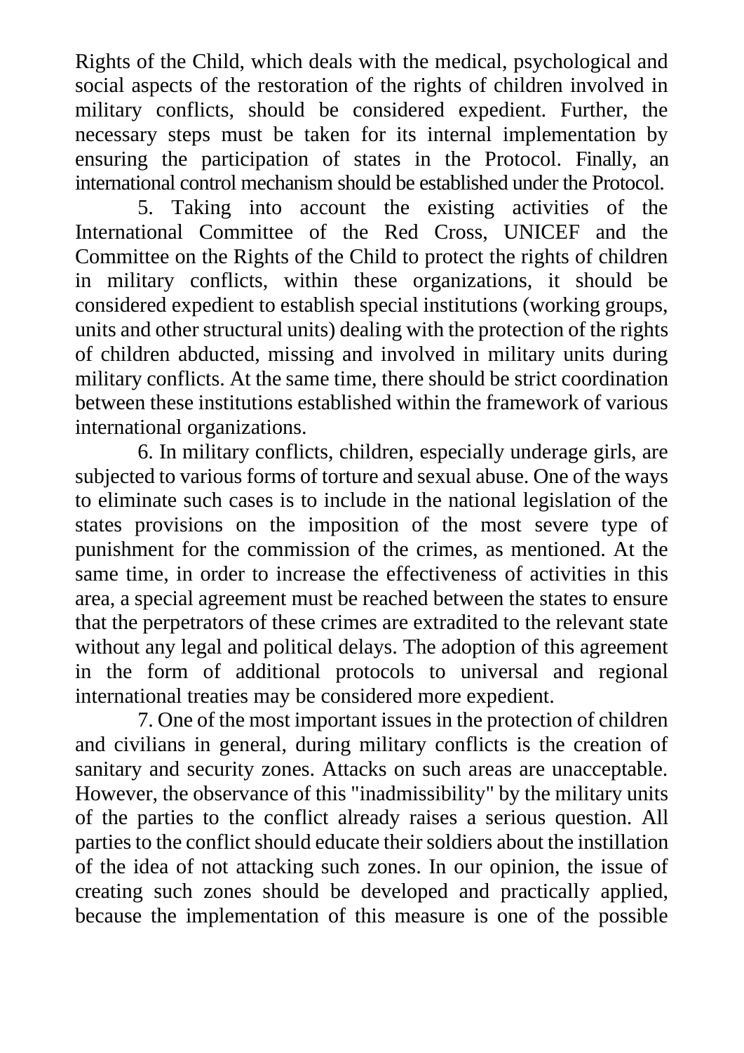Rights of the Child, which deals with the medical, psychological and social aspects of the restoration of the rights of children involved in military conflicts, should be considered expedient. Further, the necessary steps must be taken for its internal implementation by ensuring the participation of states in the Protocol. Finally, an international control mechanism should be established under the Protocol.

5. Taking into account the existing activities of the International Committee of the Red Cross, UNICEF and the Committee on the Rights of the Child to protect the rights of children in military conflicts, within these organizations, it should be considered expedient to establish special institutions (working groups, units and other structural units) dealing with the protection of the rights of children abducted, missing and involved in military units during military conflicts. At the same time, there should be strict coordination between these institutions established within the framework of various international organizations.

6. In military conflicts, children, especially underage girls, are subjected to various forms of torture and sexual abuse. One of the ways to eliminate such cases is to include in the national legislation of the states provisions on the imposition of the most severe type of punishment for the commission of the crimes, as mentioned. At the same time, in order to increase the effectiveness of activities in this area, a special agreement must be reached between the states to ensure that the perpetrators of these crimes are extradited to the relevant state without any legal and political delays. The adoption of this agreement in the form of additional protocols to universal and regional international treaties may be considered more expedient.

7. One of the most important issues in the protection of children and civilians in general, during military conflicts is the creation of sanitary and security zones. Attacks on such areas are unacceptable. However, the observance of this "inadmissibility" by the military units of the parties to the conflict already raises a serious question. All parties to the conflict should educate their soldiers about the instillation of the idea of not attacking such zones. In our opinion, the issue of creating such zones should be developed and practically applied, because the implementation of this measure is one of the possible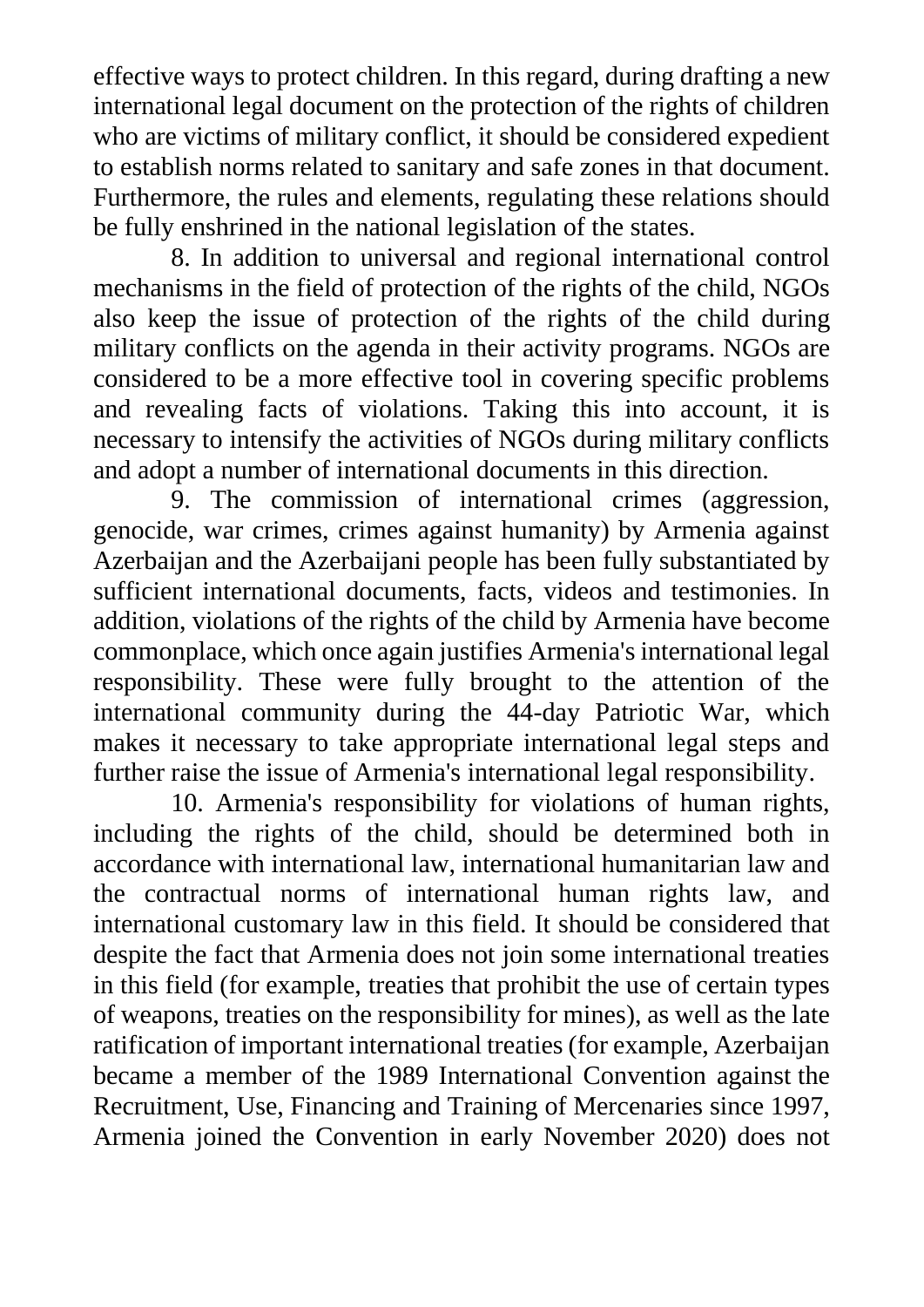effective ways to protect children. In this regard, during drafting a new international legal document on the protection of the rights of children who are victims of military conflict, it should be considered expedient to establish norms related to sanitary and safe zones in that document. Furthermore, the rules and elements, regulating these relations should be fully enshrined in the national legislation of the states.

8. In addition to universal and regional international control mechanisms in the field of protection of the rights of the child, NGOs also keep the issue of protection of the rights of the child during military conflicts on the agenda in their activity programs. NGOs are considered to be a more effective tool in covering specific problems and revealing facts of violations. Taking this into account, it is necessary to intensify the activities of NGOs during military conflicts and adopt a number of international documents in this direction.

9. The commission of international crimes (aggression, genocide, war crimes, crimes against humanity) by Armenia against Azerbaijan and the Azerbaijani people has been fully substantiated by sufficient international documents, facts, videos and testimonies. In addition, violations of the rights of the child by Armenia have become commonplace, which once again justifies Armenia's international legal responsibility. These were fully brought to the attention of the international community during the 44-day Patriotic War, which makes it necessary to take appropriate international legal steps and further raise the issue of Armenia's international legal responsibility.

10. Armenia's responsibility for violations of human rights, including the rights of the child, should be determined both in accordance with international law, international humanitarian law and the contractual norms of international human rights law, and international customary law in this field. It should be considered that despite the fact that Armenia does not join some international treaties in this field (for example, treaties that prohibit the use of certain types of weapons, treaties on the responsibility for mines), as well as the late ratification of important international treaties (for example, Azerbaijan became a member of the 1989 International Convention against the Recruitment, Use, Financing and Training of Mercenaries since 1997, Armenia joined the Convention in early November 2020) does not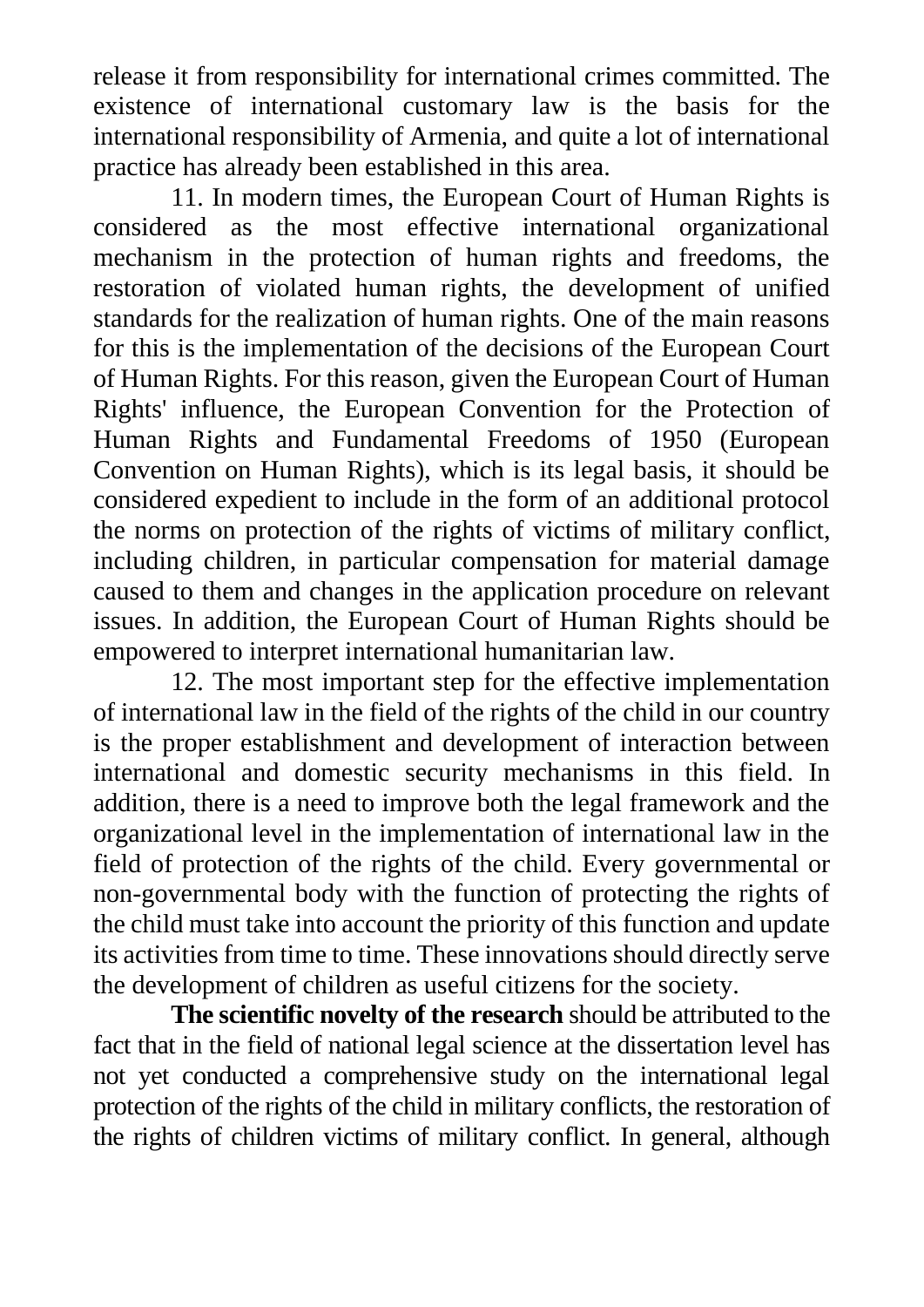release it from responsibility for international crimes committed. The existence of international customary law is the basis for the international responsibility of Armenia, and quite a lot of international practice has already been established in this area.

11. In modern times, the European Court of Human Rights is considered as the most effective international organizational mechanism in the protection of human rights and freedoms, the restoration of violated human rights, the development of unified standards for the realization of human rights. One of the main reasons for this is the implementation of the decisions of the European Court of Human Rights. For this reason, given the European Court of Human Rights' influence, the European Convention for the Protection of Human Rights and Fundamental Freedoms of 1950 (European Convention on Human Rights), which is its legal basis, it should be considered expedient to include in the form of an additional protocol the norms on protection of the rights of victims of military conflict, including children, in particular compensation for material damage caused to them and changes in the application procedure on relevant issues. In addition, the European Court of Human Rights should be empowered to interpret international humanitarian law.

12. The most important step for the effective implementation of international law in the field of the rights of the child in our country is the proper establishment and development of interaction between international and domestic security mechanisms in this field. In addition, there is a need to improve both the legal framework and the organizational level in the implementation of international law in the field of protection of the rights of the child. Every governmental or non-governmental body with the function of protecting the rights of the child must take into account the priority of this function and update its activities from time to time. These innovations should directly serve the development of children as useful citizens for the society.

**The scientific novelty of the research** should be attributed to the fact that in the field of national legal science at the dissertation level has not yet conducted a comprehensive study on the international legal protection of the rights of the child in military conflicts, the restoration of the rights of children victims of military conflict. In general, although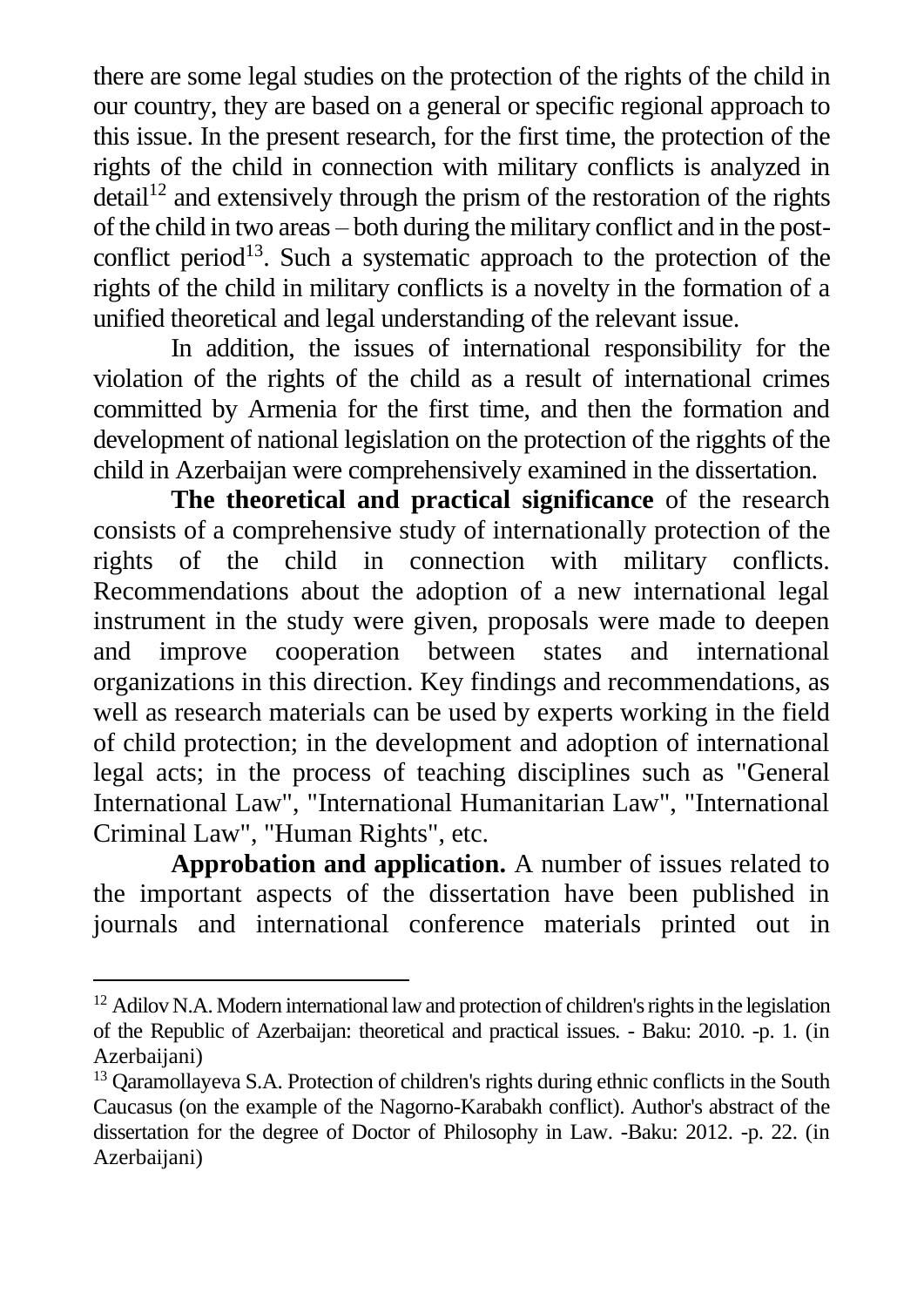there are some legal studies on the protection of the rights of the child in our country, they are based on a general or specific regional approach to this issue. In the present research, for the first time, the protection of the rights of the child in connection with military conflicts is analyzed in detail[12] and extensively through the prism of the restoration of the rights of the child in two areas – both during the military conflict and in the post-conflict period[13]. Such a systematic approach to the protection of the rights of the child in military conflicts is a novelty in the formation of a unified theoretical and legal understanding of the relevant issue.

In addition, the issues of international responsibility for the violation of the rights of the child as a result of international crimes committed by Armenia for the first time, and then the formation and development of national legislation on the protection of the rigghts of the child in Azerbaijan were comprehensively examined in the dissertation.

**The theoretical and practical significance** of the research consists of a comprehensive study of internationally protection of the rights of the child in connection with military conflicts. Recommendations about the adoption of a new international legal instrument in the study were given, proposals were made to deepen and improve cooperation between states and international organizations in this direction. Key findings and recommendations, as well as research materials can be used by experts working in the field of child protection; in the development and adoption of international legal acts; in the process of teaching disciplines such as "General International Law", "International Humanitarian Law", "International Criminal Law", "Human Rights", etc.

**Approbation and application.** A number of issues related to the important aspects of the dissertation have been published in journals and international conference materials printed out in

---

[12] Adilov N.A. Modern international law and protection of children's rights in the legislation of the Republic of Azerbaijan: theoretical and practical issues. - Baku: 2010. -p. 1. (in Azerbaijani)

[13] Qaramollayeva S.A. Protection of children's rights during ethnic conflicts in the South Caucasus (on the example of the Nagorno-Karabakh conflict). Author's abstract of the dissertation for the degree of Doctor of Philosophy in Law. -Baku: 2012. -p. 22. (in Azerbaijani)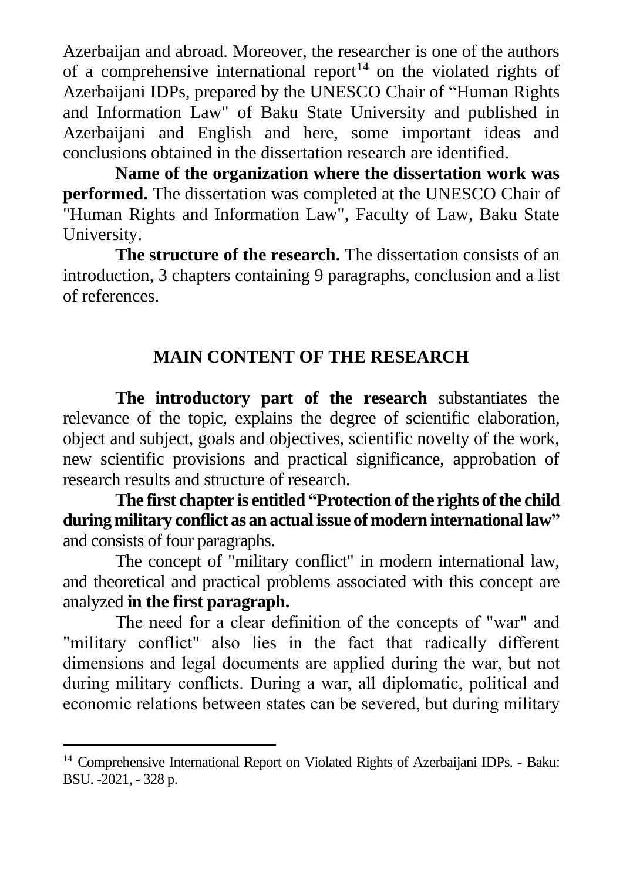Azerbaijan and abroad. Moreover, the researcher is one of the authors of a comprehensive international report[14] on the violated rights of Azerbaijani IDPs, prepared by the UNESCO Chair of "Human Rights and Information Law" of Baku State University and published in Azerbaijani and English and here, some important ideas and conclusions obtained in the dissertation research are identified.

**Name of the organization where the dissertation work was performed.** The dissertation was completed at the UNESCO Chair of "Human Rights and Information Law", Faculty of Law, Baku State University.

**The structure of the research.** The dissertation consists of an introduction, 3 chapters containing 9 paragraphs, conclusion and a list of references.

## MAIN CONTENT OF THE RESEARCH

**The introductory part of the research** substantiates the relevance of the topic, explains the degree of scientific elaboration, object and subject, goals and objectives, scientific novelty of the work, new scientific provisions and practical significance, approbation of research results and structure of research.

**The first chapter is entitled "Protection of the rights of the child during military conflict as an actual issue of modern international law"** and consists of four paragraphs.

The concept of "military conflict" in modern international law, and theoretical and practical problems associated with this concept are analyzed **in the first paragraph.**

The need for a clear definition of the concepts of "war" and "military conflict" also lies in the fact that radically different dimensions and legal documents are applied during the war, but not during military conflicts. During a war, all diplomatic, political and economic relations between states can be severed, but during military

---

[14] Comprehensive International Report on Violated Rights of Azerbaijani IDPs. - Baku: BSU. -2021, - 328 p.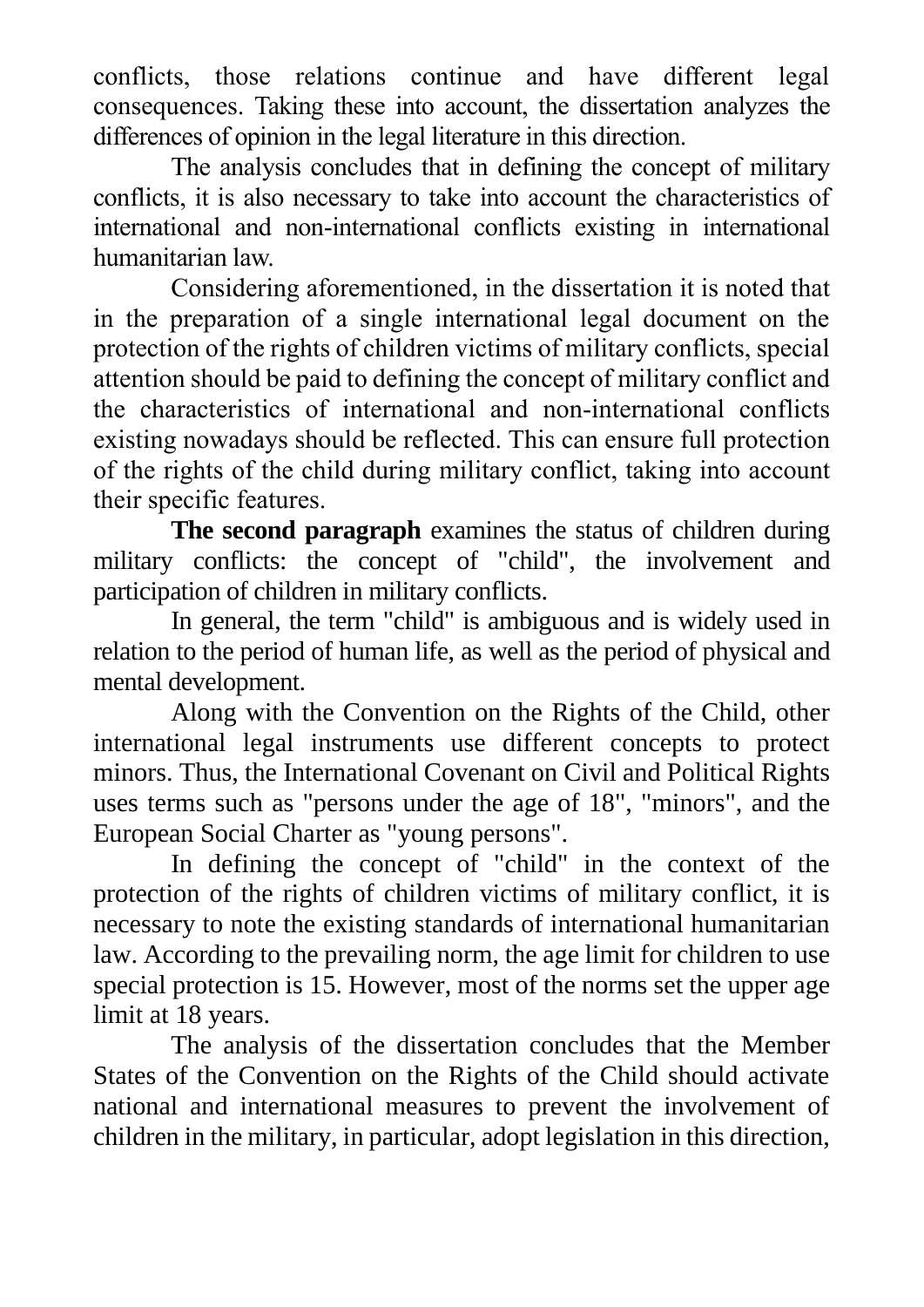conflicts, those relations continue and have different legal consequences. Taking these into account, the dissertation analyzes the differences of opinion in the legal literature in this direction.

The analysis concludes that in defining the concept of military conflicts, it is also necessary to take into account the characteristics of international and non-international conflicts existing in international humanitarian law.

Considering aforementioned, in the dissertation it is noted that in the preparation of a single international legal document on the protection of the rights of children victims of military conflicts, special attention should be paid to defining the concept of military conflict and the characteristics of international and non-international conflicts existing nowadays should be reflected. This can ensure full protection of the rights of the child during military conflict, taking into account their specific features.

**The second paragraph** examines the status of children during military conflicts: the concept of "child", the involvement and participation of children in military conflicts.

In general, the term "child" is ambiguous and is widely used in relation to the period of human life, as well as the period of physical and mental development.

Along with the Convention on the Rights of the Child, other international legal instruments use different concepts to protect minors. Thus, the International Covenant on Civil and Political Rights uses terms such as "persons under the age of 18", "minors", and the European Social Charter as "young persons".

In defining the concept of "child" in the context of the protection of the rights of children victims of military conflict, it is necessary to note the existing standards of international humanitarian law. According to the prevailing norm, the age limit for children to use special protection is 15. However, most of the norms set the upper age limit at 18 years.

The analysis of the dissertation concludes that the Member States of the Convention on the Rights of the Child should activate national and international measures to prevent the involvement of children in the military, in particular, adopt legislation in this direction,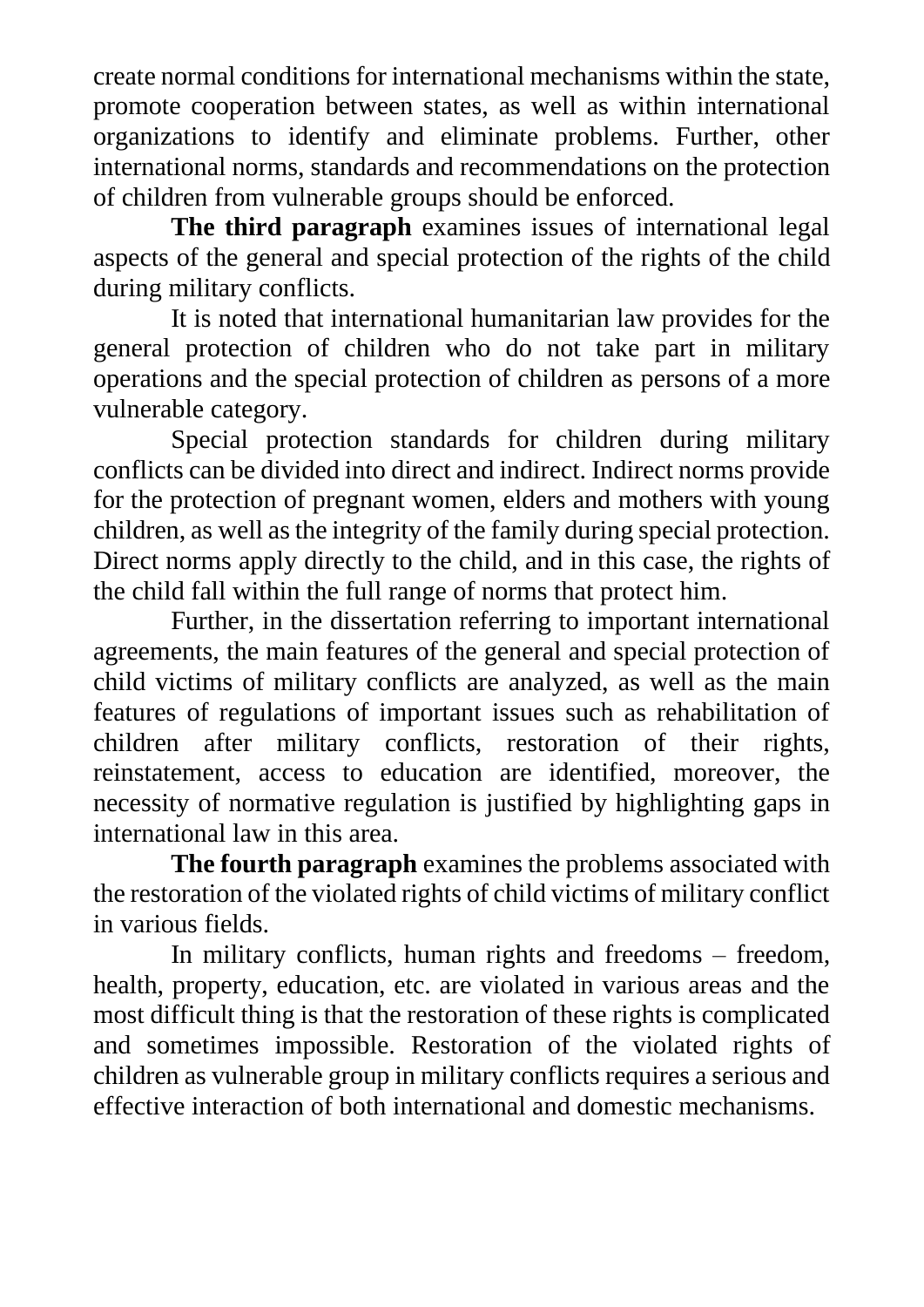create normal conditions for international mechanisms within the state, promote cooperation between states, as well as within international organizations to identify and eliminate problems. Further, other international norms, standards and recommendations on the protection of children from vulnerable groups should be enforced.

**The third paragraph** examines issues of international legal aspects of the general and special protection of the rights of the child during military conflicts.

It is noted that international humanitarian law provides for the general protection of children who do not take part in military operations and the special protection of children as persons of a more vulnerable category.

Special protection standards for children during military conflicts can be divided into direct and indirect. Indirect norms provide for the protection of pregnant women, elders and mothers with young children, as well as the integrity of the family during special protection. Direct norms apply directly to the child, and in this case, the rights of the child fall within the full range of norms that protect him.

Further, in the dissertation referring to important international agreements, the main features of the general and special protection of child victims of military conflicts are analyzed, as well as the main features of regulations of important issues such as rehabilitation of children after military conflicts, restoration of their rights, reinstatement, access to education are identified, moreover, the necessity of normative regulation is justified by highlighting gaps in international law in this area.

**The fourth paragraph** examines the problems associated with the restoration of the violated rights of child victims of military conflict in various fields.

In military conflicts, human rights and freedoms – freedom, health, property, education, etc. are violated in various areas and the most difficult thing is that the restoration of these rights is complicated and sometimes impossible. Restoration of the violated rights of children as vulnerable group in military conflicts requires a serious and effective interaction of both international and domestic mechanisms.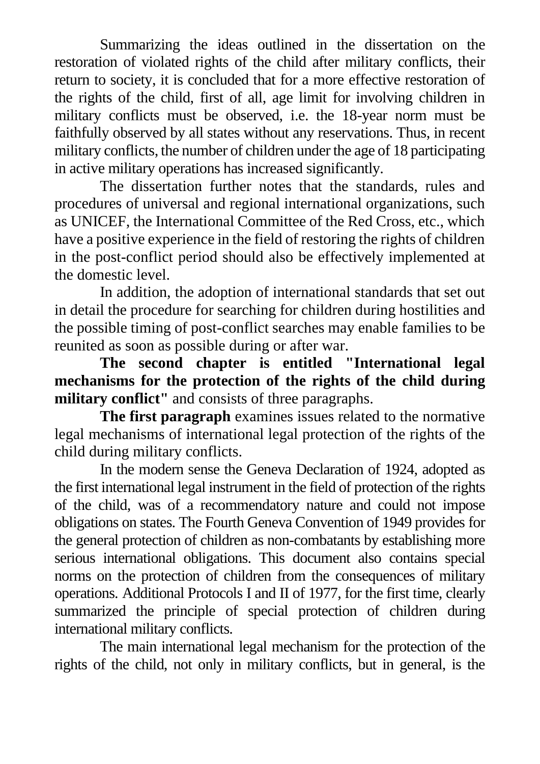Summarizing the ideas outlined in the dissertation on the restoration of violated rights of the child after military conflicts, their return to society, it is concluded that for a more effective restoration of the rights of the child, first of all, age limit for involving children in military conflicts must be observed, i.e. the 18-year norm must be faithfully observed by all states without any reservations. Thus, in recent military conflicts, the number of children under the age of 18 participating in active military operations has increased significantly.

The dissertation further notes that the standards, rules and procedures of universal and regional international organizations, such as UNICEF, the International Committee of the Red Cross, etc., which have a positive experience in the field of restoring the rights of children in the post-conflict period should also be effectively implemented at the domestic level.

In addition, the adoption of international standards that set out in detail the procedure for searching for children during hostilities and the possible timing of post-conflict searches may enable families to be reunited as soon as possible during or after war.

**The second chapter is entitled "International legal mechanisms for the protection of the rights of the child during military conflict"** and consists of three paragraphs.

**The first paragraph** examines issues related to the normative legal mechanisms of international legal protection of the rights of the child during military conflicts.

In the modern sense the Geneva Declaration of 1924, adopted as the first international legal instrument in the field of protection of the rights of the child, was of a recommendatory nature and could not impose obligations on states. The Fourth Geneva Convention of 1949 provides for the general protection of children as non-combatants by establishing more serious international obligations. This document also contains special norms on the protection of children from the consequences of military operations. Additional Protocols I and II of 1977, for the first time, clearly summarized the principle of special protection of children during international military conflicts.

The main international legal mechanism for the protection of the rights of the child, not only in military conflicts, but in general, is the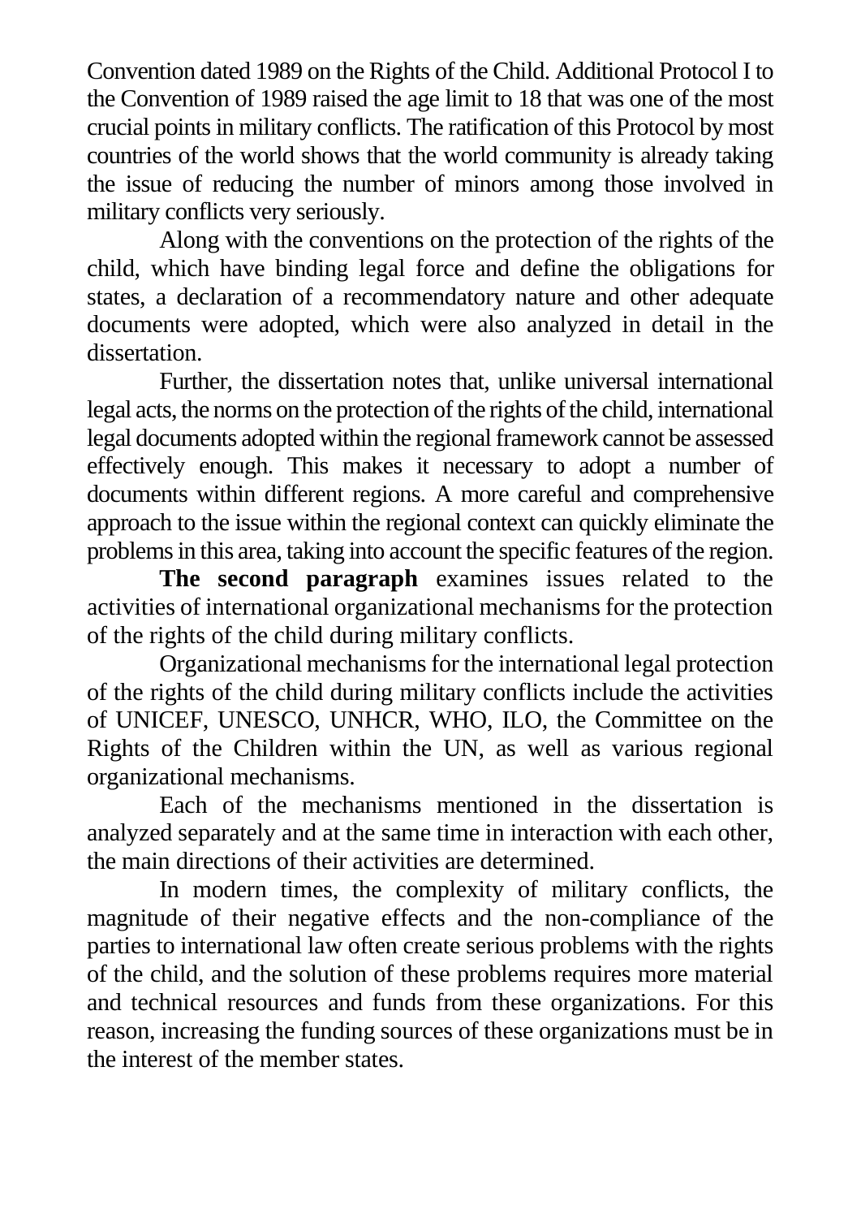Convention dated 1989 on the Rights of the Child. Additional Protocol I to the Convention of 1989 raised the age limit to 18 that was one of the most crucial points in military conflicts. The ratification of this Protocol by most countries of the world shows that the world community is already taking the issue of reducing the number of minors among those involved in military conflicts very seriously.

Along with the conventions on the protection of the rights of the child, which have binding legal force and define the obligations for states, a declaration of a recommendatory nature and other adequate documents were adopted, which were also analyzed in detail in the dissertation.

Further, the dissertation notes that, unlike universal international legal acts, the norms on the protection of the rights of the child, international legal documents adopted within the regional framework cannot be assessed effectively enough. This makes it necessary to adopt a number of documents within different regions. A more careful and comprehensive approach to the issue within the regional context can quickly eliminate the problems in this area, taking into account the specific features of the region.

**The second paragraph** examines issues related to the activities of international organizational mechanisms for the protection of the rights of the child during military conflicts.

Organizational mechanisms for the international legal protection of the rights of the child during military conflicts include the activities of UNICEF, UNESCO, UNHCR, WHO, ILO, the Committee on the Rights of the Children within the UN, as well as various regional organizational mechanisms.

Each of the mechanisms mentioned in the dissertation is analyzed separately and at the same time in interaction with each other, the main directions of their activities are determined.

In modern times, the complexity of military conflicts, the magnitude of their negative effects and the non-compliance of the parties to international law often create serious problems with the rights of the child, and the solution of these problems requires more material and technical resources and funds from these organizations. For this reason, increasing the funding sources of these organizations must be in the interest of the member states.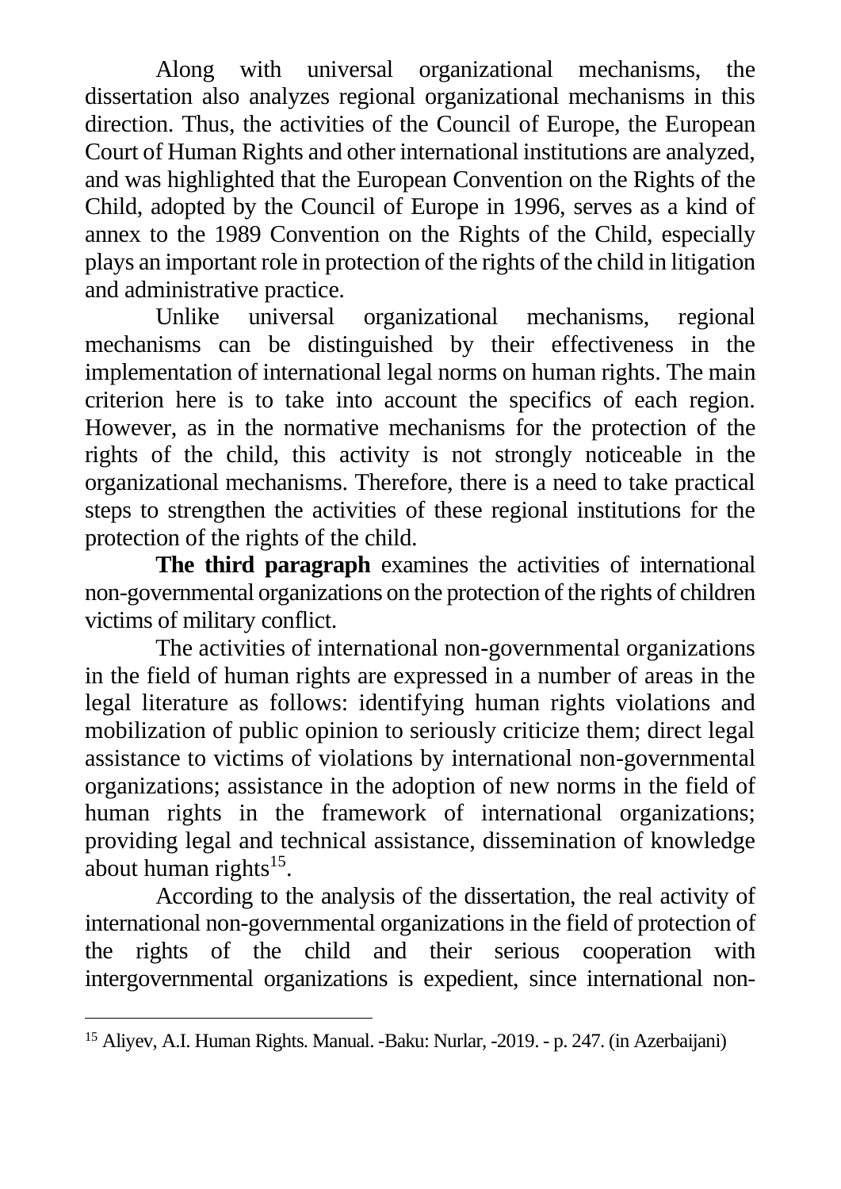Along with universal organizational mechanisms, the dissertation also analyzes regional organizational mechanisms in this direction. Thus, the activities of the Council of Europe, the European Court of Human Rights and other international institutions are analyzed, and was highlighted that the European Convention on the Rights of the Child, adopted by the Council of Europe in 1996, serves as a kind of annex to the 1989 Convention on the Rights of the Child, especially plays an important role in protection of the rights of the child in litigation and administrative practice.

Unlike universal organizational mechanisms, regional mechanisms can be distinguished by their effectiveness in the implementation of international legal norms on human rights. The main criterion here is to take into account the specifics of each region. However, as in the normative mechanisms for the protection of the rights of the child, this activity is not strongly noticeable in the organizational mechanisms. Therefore, there is a need to take practical steps to strengthen the activities of these regional institutions for the protection of the rights of the child.

**The third paragraph** examines the activities of international non-governmental organizations on the protection of the rights of children victims of military conflict.

The activities of international non-governmental organizations in the field of human rights are expressed in a number of areas in the legal literature as follows: identifying human rights violations and mobilization of public opinion to seriously criticize them; direct legal assistance to victims of violations by international non-governmental organizations; assistance in the adoption of new norms in the field of human rights in the framework of international organizations; providing legal and technical assistance, dissemination of knowledge about human rights[15].

According to the analysis of the dissertation, the real activity of international non-governmental organizations in the field of protection of the rights of the child and their serious cooperation with intergovernmental organizations is expedient, since international non-

[15] Aliyev, A.I. Human Rights. Manual. -Baku: Nurlar, -2019. - p. 247. (in Azerbaijani)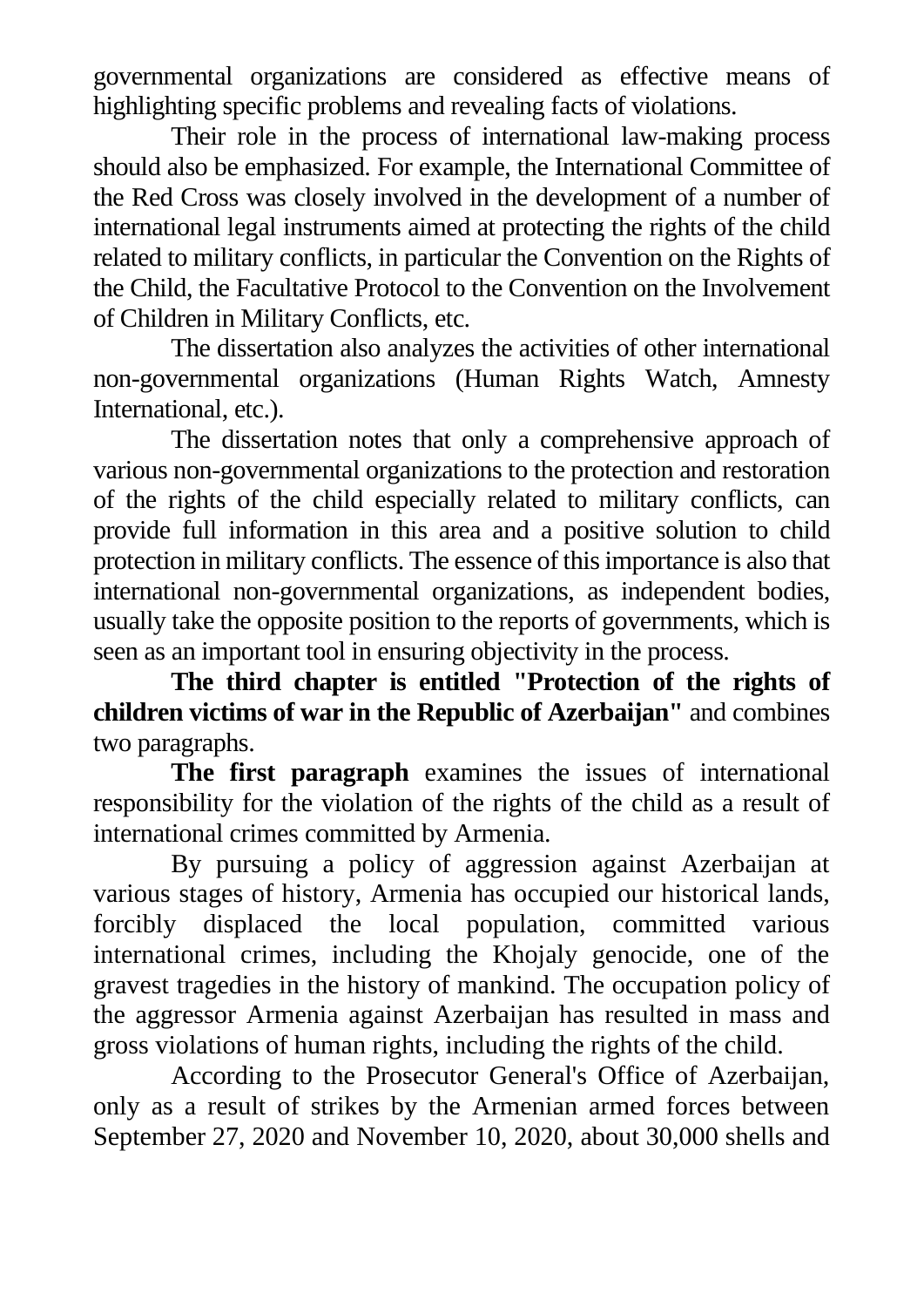governmental organizations are considered as effective means of highlighting specific problems and revealing facts of violations.

Their role in the process of international law-making process should also be emphasized. For example, the International Committee of the Red Cross was closely involved in the development of a number of international legal instruments aimed at protecting the rights of the child related to military conflicts, in particular the Convention on the Rights of the Child, the Facultative Protocol to the Convention on the Involvement of Children in Military Conflicts, etc.

The dissertation also analyzes the activities of other international non-governmental organizations (Human Rights Watch, Amnesty International, etc.).

The dissertation notes that only a comprehensive approach of various non-governmental organizations to the protection and restoration of the rights of the child especially related to military conflicts, can provide full information in this area and a positive solution to child protection in military conflicts. The essence of this importance is also that international non-governmental organizations, as independent bodies, usually take the opposite position to the reports of governments, which is seen as an important tool in ensuring objectivity in the process.

**The third chapter is entitled "Protection of the rights of children victims of war in the Republic of Azerbaijan"** and combines two paragraphs.

**The first paragraph** examines the issues of international responsibility for the violation of the rights of the child as a result of international crimes committed by Armenia.

By pursuing a policy of aggression against Azerbaijan at various stages of history, Armenia has occupied our historical lands, forcibly displaced the local population, committed various international crimes, including the Khojaly genocide, one of the gravest tragedies in the history of mankind. The occupation policy of the aggressor Armenia against Azerbaijan has resulted in mass and gross violations of human rights, including the rights of the child.

According to the Prosecutor General's Office of Azerbaijan, only as a result of strikes by the Armenian armed forces between September 27, 2020 and November 10, 2020, about 30,000 shells and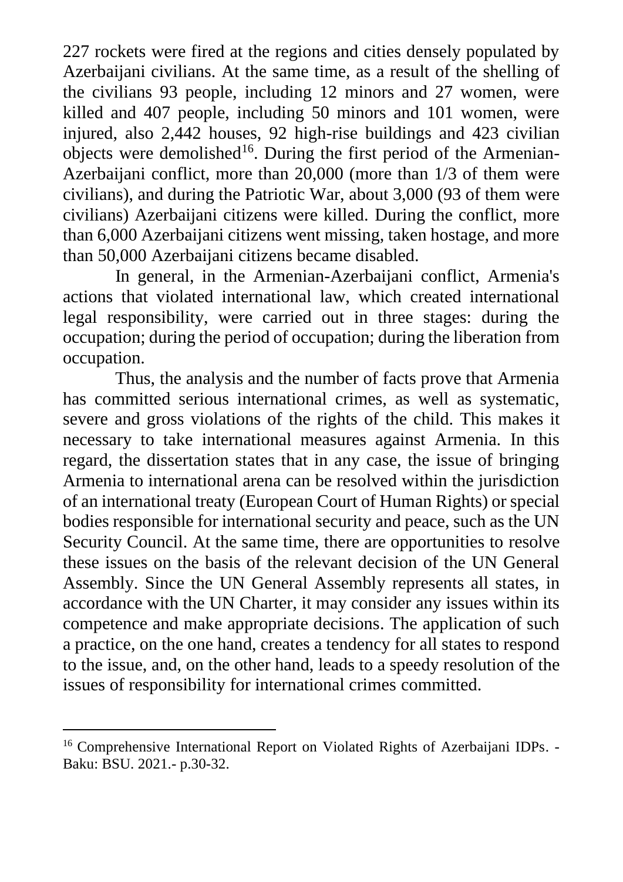227 rockets were fired at the regions and cities densely populated by Azerbaijani civilians. At the same time, as a result of the shelling of the civilians 93 people, including 12 minors and 27 women, were killed and 407 people, including 50 minors and 101 women, were injured, also 2,442 houses, 92 high-rise buildings and 423 civilian objects were demolished[16]. During the first period of the Armenian-Azerbaijani conflict, more than 20,000 (more than 1/3 of them were civilians), and during the Patriotic War, about 3,000 (93 of them were civilians) Azerbaijani citizens were killed. During the conflict, more than 6,000 Azerbaijani citizens went missing, taken hostage, and more than 50,000 Azerbaijani citizens became disabled.

In general, in the Armenian-Azerbaijani conflict, Armenia's actions that violated international law, which created international legal responsibility, were carried out in three stages: during the occupation; during the period of occupation; during the liberation from occupation.

Thus, the analysis and the number of facts prove that Armenia has committed serious international crimes, as well as systematic, severe and gross violations of the rights of the child. This makes it necessary to take international measures against Armenia. In this regard, the dissertation states that in any case, the issue of bringing Armenia to international arena can be resolved within the jurisdiction of an international treaty (European Court of Human Rights) or special bodies responsible for international security and peace, such as the UN Security Council. At the same time, there are opportunities to resolve these issues on the basis of the relevant decision of the UN General Assembly. Since the UN General Assembly represents all states, in accordance with the UN Charter, it may consider any issues within its competence and make appropriate decisions. The application of such a practice, on the one hand, creates a tendency for all states to respond to the issue, and, on the other hand, leads to a speedy resolution of the issues of responsibility for international crimes committed.

---

[16] Comprehensive International Report on Violated Rights of Azerbaijani IDPs. - Baku: BSU. 2021.- p.30-32.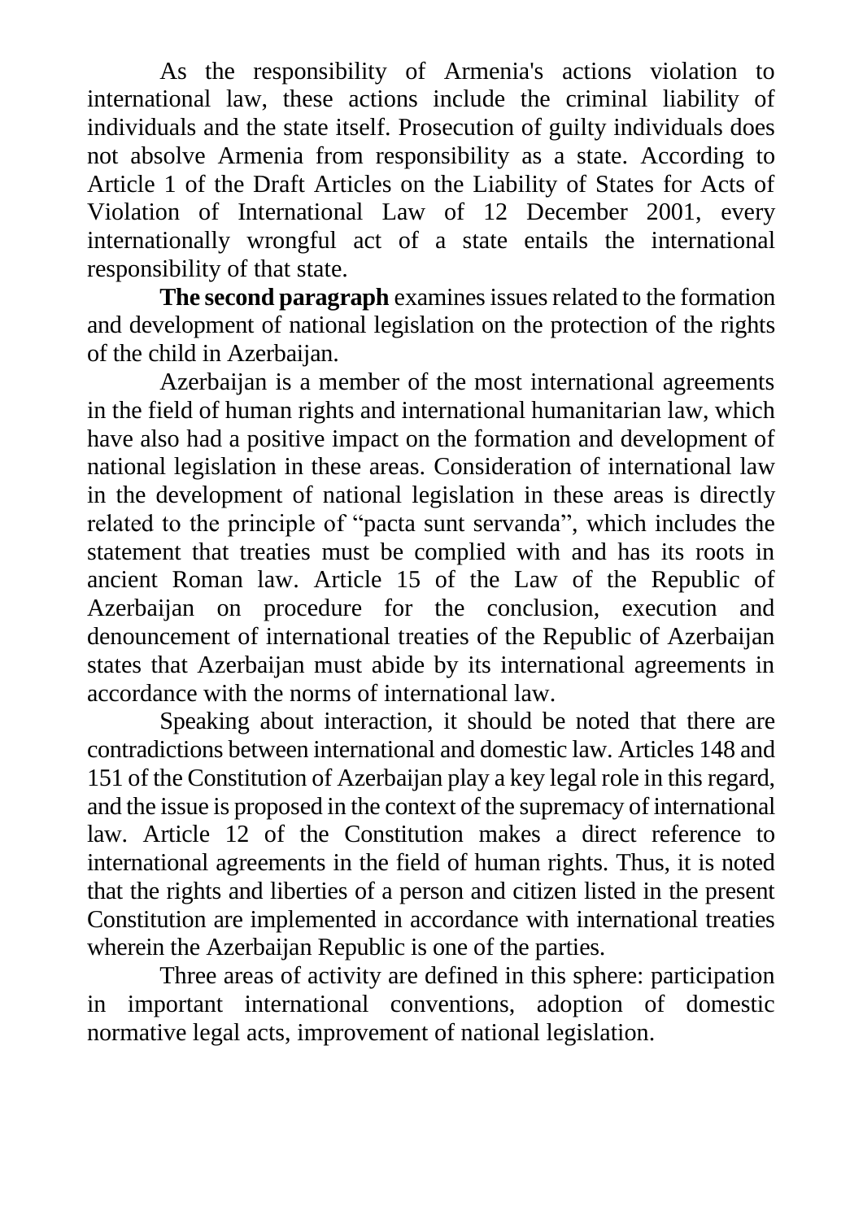As the responsibility of Armenia's actions violation to international law, these actions include the criminal liability of individuals and the state itself. Prosecution of guilty individuals does not absolve Armenia from responsibility as a state. According to Article 1 of the Draft Articles on the Liability of States for Acts of Violation of International Law of 12 December 2001, every internationally wrongful act of a state entails the international responsibility of that state.

**The second paragraph** examines issues related to the formation and development of national legislation on the protection of the rights of the child in Azerbaijan.

Azerbaijan is a member of the most international agreements in the field of human rights and international humanitarian law, which have also had a positive impact on the formation and development of national legislation in these areas. Consideration of international law in the development of national legislation in these areas is directly related to the principle of "pacta sunt servanda", which includes the statement that treaties must be complied with and has its roots in ancient Roman law. Article 15 of the Law of the Republic of Azerbaijan on procedure for the conclusion, execution and denouncement of international treaties of the Republic of Azerbaijan states that Azerbaijan must abide by its international agreements in accordance with the norms of international law.

Speaking about interaction, it should be noted that there are contradictions between international and domestic law. Articles 148 and 151 of the Constitution of Azerbaijan play a key legal role in this regard, and the issue is proposed in the context of the supremacy of international law. Article 12 of the Constitution makes a direct reference to international agreements in the field of human rights. Thus, it is noted that the rights and liberties of a person and citizen listed in the present Constitution are implemented in accordance with international treaties wherein the Azerbaijan Republic is one of the parties.

Three areas of activity are defined in this sphere: participation in important international conventions, adoption of domestic normative legal acts, improvement of national legislation.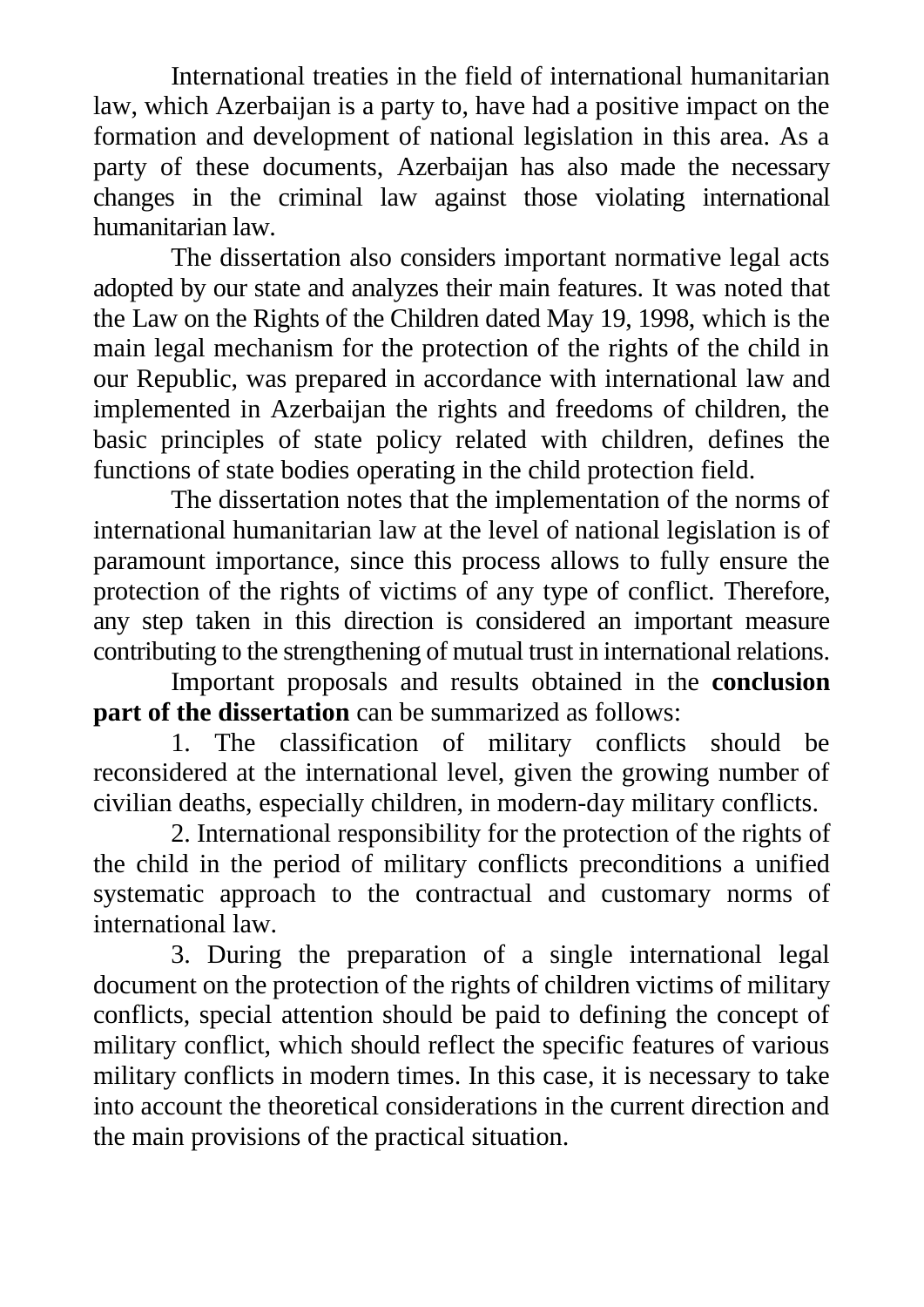International treaties in the field of international humanitarian law, which Azerbaijan is a party to, have had a positive impact on the formation and development of national legislation in this area. As a party of these documents, Azerbaijan has also made the necessary changes in the criminal law against those violating international humanitarian law.

The dissertation also considers important normative legal acts adopted by our state and analyzes their main features. It was noted that the Law on the Rights of the Children dated May 19, 1998, which is the main legal mechanism for the protection of the rights of the child in our Republic, was prepared in accordance with international law and implemented in Azerbaijan the rights and freedoms of children, the basic principles of state policy related with children, defines the functions of state bodies operating in the child protection field.

The dissertation notes that the implementation of the norms of international humanitarian law at the level of national legislation is of paramount importance, since this process allows to fully ensure the protection of the rights of victims of any type of conflict. Therefore, any step taken in this direction is considered an important measure contributing to the strengthening of mutual trust in international relations.

Important proposals and results obtained in the **conclusion part of the dissertation** can be summarized as follows:

1. The classification of military conflicts should be reconsidered at the international level, given the growing number of civilian deaths, especially children, in modern-day military conflicts.

2. International responsibility for the protection of the rights of the child in the period of military conflicts preconditions a unified systematic approach to the contractual and customary norms of international law.

3. During the preparation of a single international legal document on the protection of the rights of children victims of military conflicts, special attention should be paid to defining the concept of military conflict, which should reflect the specific features of various military conflicts in modern times. In this case, it is necessary to take into account the theoretical considerations in the current direction and the main provisions of the practical situation.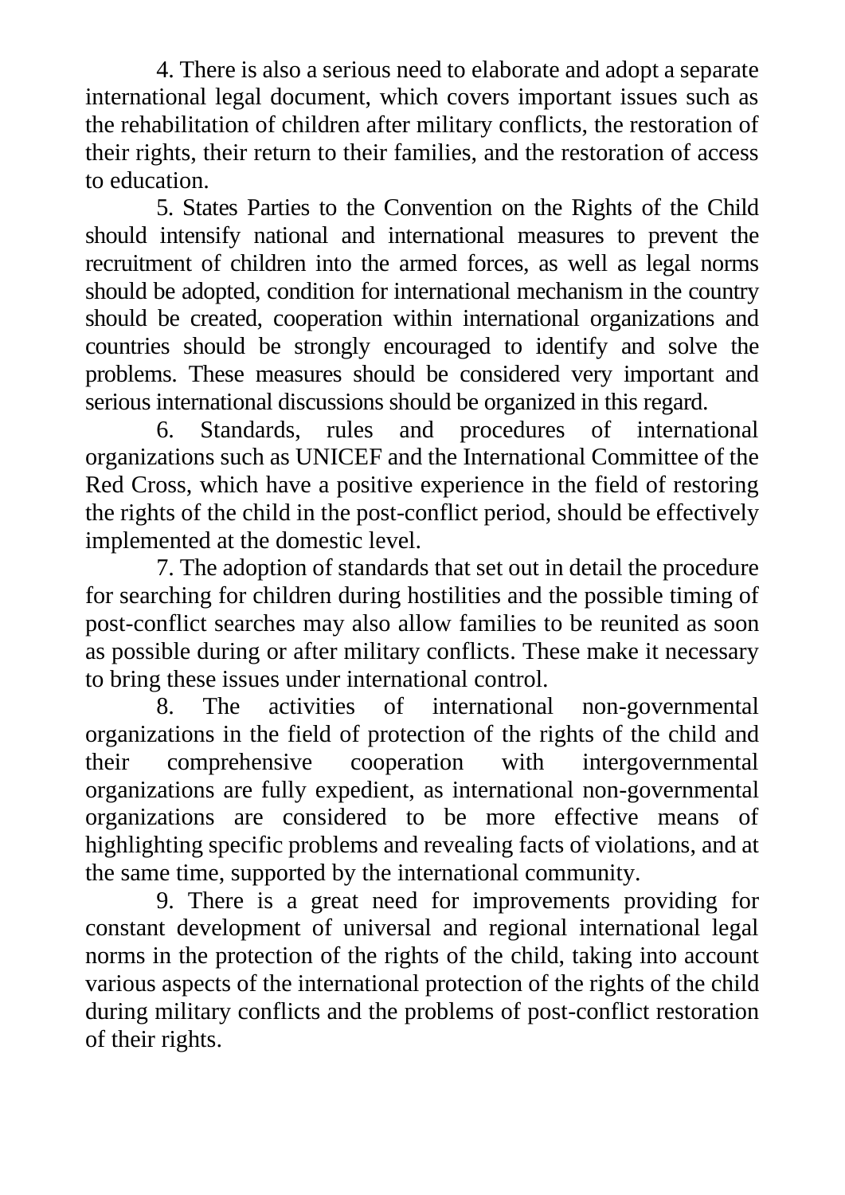4. There is also a serious need to elaborate and adopt a separate international legal document, which covers important issues such as the rehabilitation of children after military conflicts, the restoration of their rights, their return to their families, and the restoration of access to education.

5. States Parties to the Convention on the Rights of the Child should intensify national and international measures to prevent the recruitment of children into the armed forces, as well as legal norms should be adopted, condition for international mechanism in the country should be created, cooperation within international organizations and countries should be strongly encouraged to identify and solve the problems. These measures should be considered very important and serious international discussions should be organized in this regard.

6. Standards, rules and procedures of international organizations such as UNICEF and the International Committee of the Red Cross, which have a positive experience in the field of restoring the rights of the child in the post-conflict period, should be effectively implemented at the domestic level.

7. The adoption of standards that set out in detail the procedure for searching for children during hostilities and the possible timing of post-conflict searches may also allow families to be reunited as soon as possible during or after military conflicts. These make it necessary to bring these issues under international control.

8. The activities of international non-governmental organizations in the field of protection of the rights of the child and their comprehensive cooperation with intergovernmental organizations are fully expedient, as international non-governmental organizations are considered to be more effective means of highlighting specific problems and revealing facts of violations, and at the same time, supported by the international community.

9. There is a great need for improvements providing for constant development of universal and regional international legal norms in the protection of the rights of the child, taking into account various aspects of the international protection of the rights of the child during military conflicts and the problems of post-conflict restoration of their rights.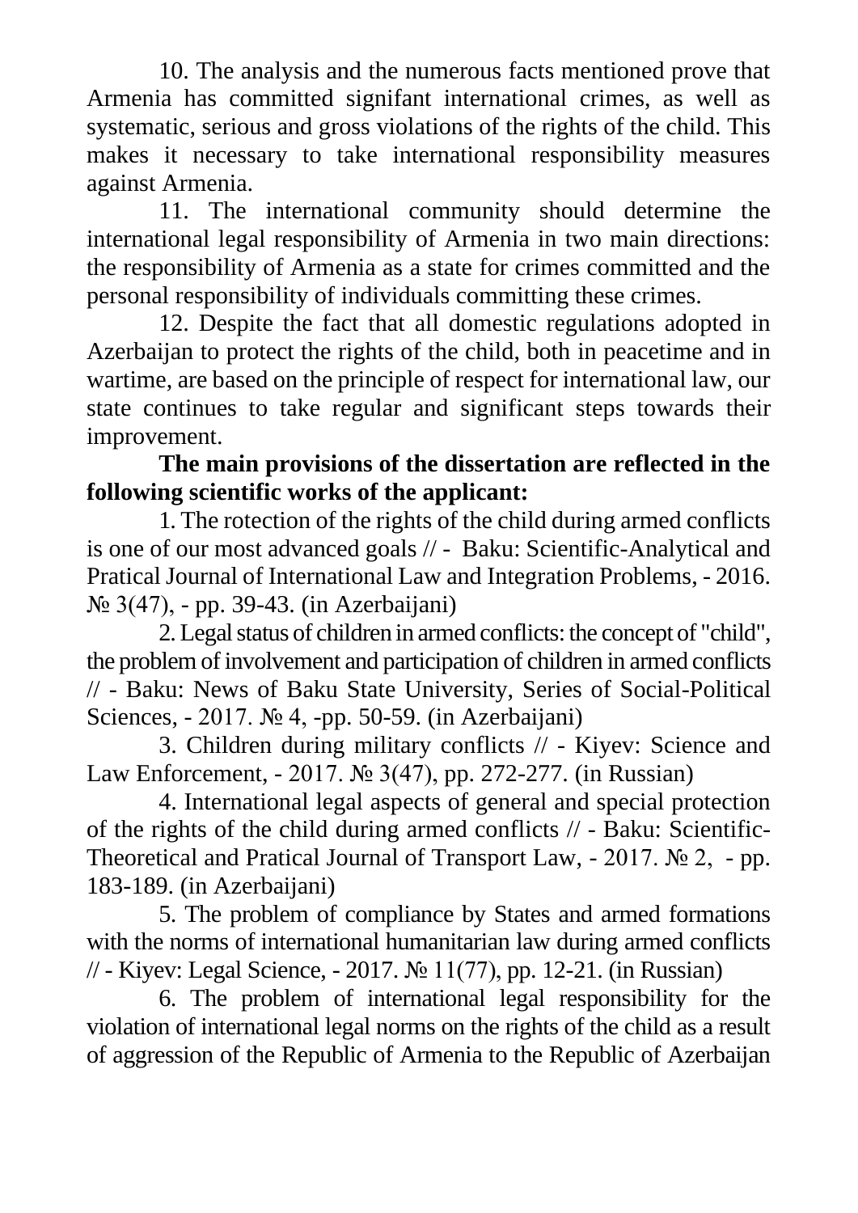10. The analysis and the numerous facts mentioned prove that Armenia has committed signifant international crimes, as well as systematic, serious and gross violations of the rights of the child. This makes it necessary to take international responsibility measures against Armenia.

11. The international community should determine the international legal responsibility of Armenia in two main directions: the responsibility of Armenia as a state for crimes committed and the personal responsibility of individuals committing these crimes.

12. Despite the fact that all domestic regulations adopted in Azerbaijan to protect the rights of the child, both in peacetime and in wartime, are based on the principle of respect for international law, our state continues to take regular and significant steps towards their improvement.

**The main provisions of the dissertation are reflected in the following scientific works of the applicant:**

1. The rotection of the rights of the child during armed conflicts is one of our most advanced goals // - Baku: Scientific-Analytical and Pratical Journal of International Law and Integration Problems, - 2016. № 3(47), - pp. 39-43. (in Azerbaijani)

2. Legal status of children in armed conflicts: the concept of "child", the problem of involvement and participation of children in armed conflicts // - Baku: News of Baku State University, Series of Social-Political Sciences, - 2017. № 4, -pp. 50-59. (in Azerbaijani)

3. Children during military conflicts // - Kiyev: Science and Law Enforcement, - 2017. № 3(47), pp. 272-277. (in Russian)

4. International legal aspects of general and special protection of the rights of the child during armed conflicts // - Baku: Scientific-Theoretical and Pratical Journal of Transport Law, - 2017. № 2, - pp. 183-189. (in Azerbaijani)

5. The problem of compliance by States and armed formations with the norms of international humanitarian law during armed conflicts // - Kiyev: Legal Science, - 2017. № 11(77), pp. 12-21. (in Russian)

6. The problem of international legal responsibility for the violation of international legal norms on the rights of the child as a result of aggression of the Republic of Armenia to the Republic of Azerbaijan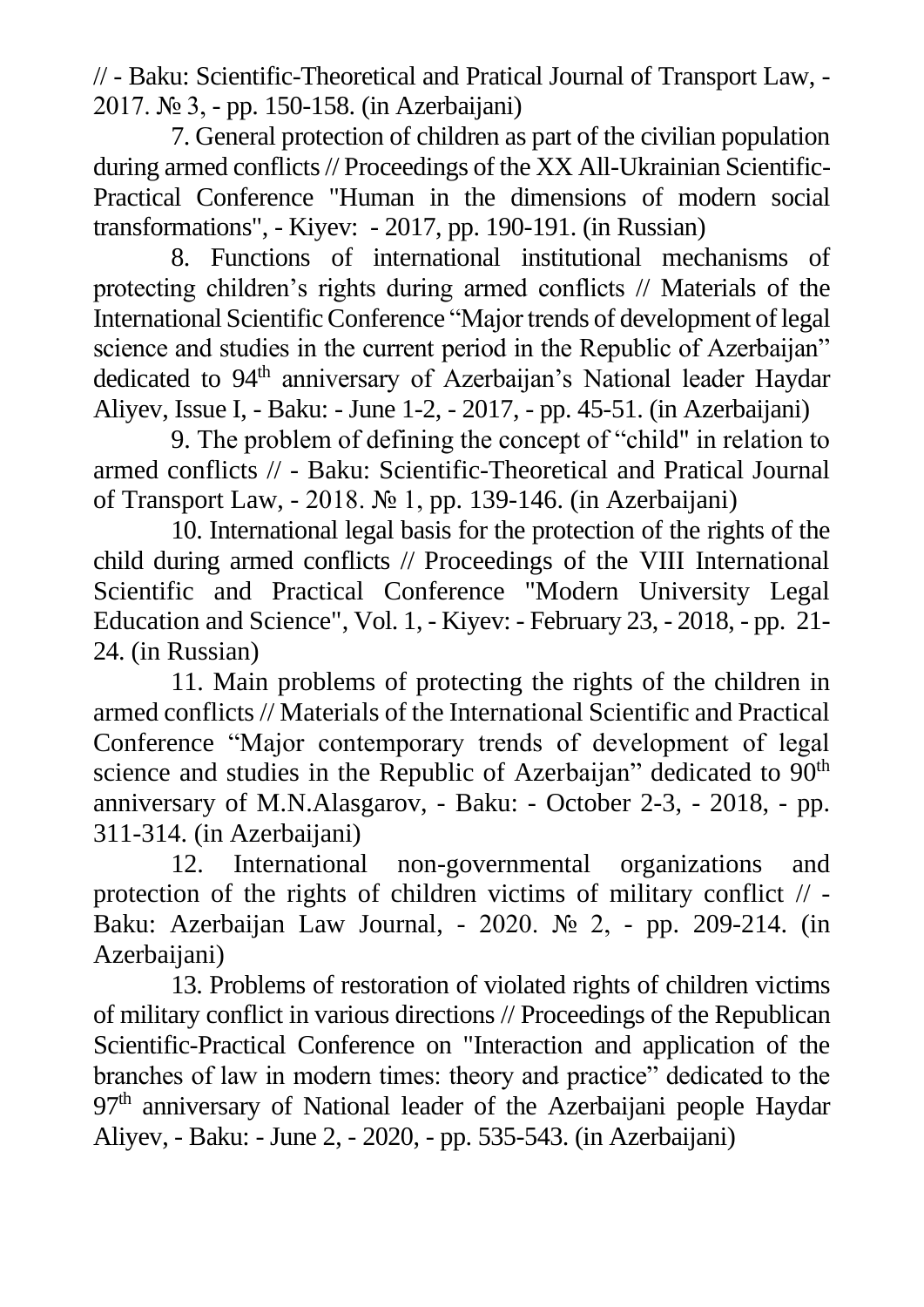// - Baku: Scientific-Theoretical and Pratical Journal of Transport Law, - 2017. № 3, - pp. 150-158. (in Azerbaijani)

7. General protection of children as part of the civilian population during armed conflicts // Proceedings of the XX All-Ukrainian Scientific-Practical Conference "Human in the dimensions of modern social transformations", - Kiyev: - 2017, pp. 190-191. (in Russian)

8. Functions of international institutional mechanisms of protecting children's rights during armed conflicts // Materials of the International Scientific Conference "Major trends of development of legal science and studies in the current period in the Republic of Azerbaijan" dedicated to 94th anniversary of Azerbaijan's National leader Haydar Aliyev, Issue I, - Baku: - June 1-2, - 2017, - pp. 45-51. (in Azerbaijani)

9. The problem of defining the concept of "child" in relation to armed conflicts // - Baku: Scientific-Theoretical and Pratical Journal of Transport Law, - 2018. № 1, pp. 139-146. (in Azerbaijani)

10. International legal basis for the protection of the rights of the child during armed conflicts // Proceedings of the VIII International Scientific and Practical Conference "Modern University Legal Education and Science", Vol. 1, - Kiyev: - February 23, - 2018, - pp. 21-24. (in Russian)

11. Main problems of protecting the rights of the children in armed conflicts // Materials of the International Scientific and Practical Conference "Major contemporary trends of development of legal science and studies in the Republic of Azerbaijan" dedicated to 90th anniversary of M.N.Alasgarov, - Baku: - October 2-3, - 2018, - pp. 311-314. (in Azerbaijani)

12. International non-governmental organizations and protection of the rights of children victims of military conflict // - Baku: Azerbaijan Law Journal, - 2020. № 2, - pp. 209-214. (in Azerbaijani)

13. Problems of restoration of violated rights of children victims of military conflict in various directions // Proceedings of the Republican Scientific-Practical Conference on "Interaction and application of the branches of law in modern times: theory and practice" dedicated to the 97th anniversary of National leader of the Azerbaijani people Haydar Aliyev, - Baku: - June 2, - 2020, - pp. 535-543. (in Azerbaijani)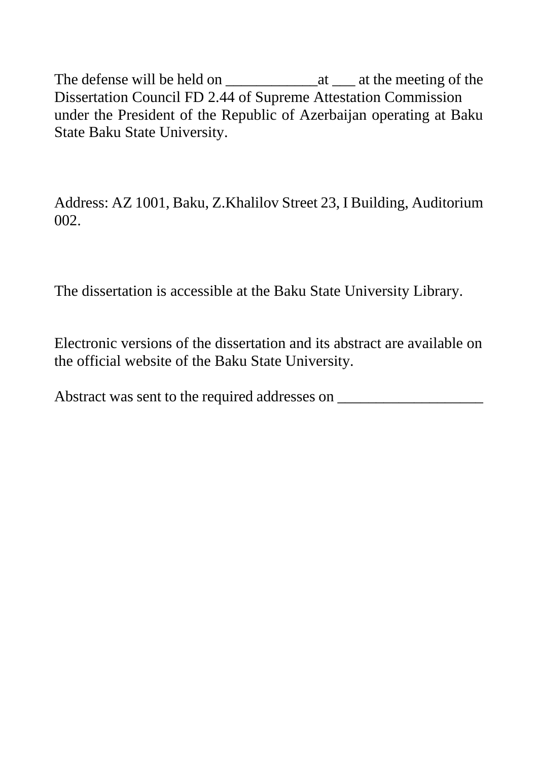The defense will be held on ____________at ___ at the meeting of the Dissertation Council FD 2.44 of Supreme Attestation Commission under the President of the Republic of Azerbaijan operating at Baku State Baku State University.

Address: AZ 1001, Baku, Z.Khalilov Street 23, I Building, Auditorium 002.

The dissertation is accessible at the Baku State University Library.

Electronic versions of the dissertation and its abstract are available on the official website of the Baku State University.

Abstract was sent to the required addresses on ___________________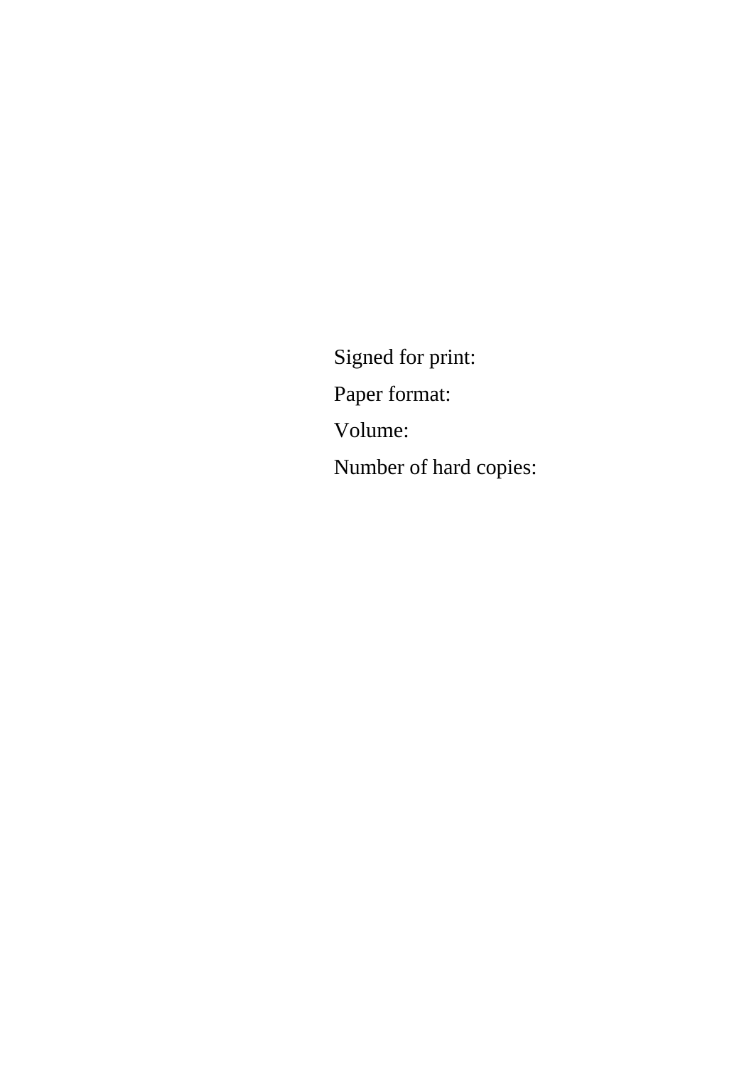Signed for print:

Paper format:

Volume:

Number of hard copies: